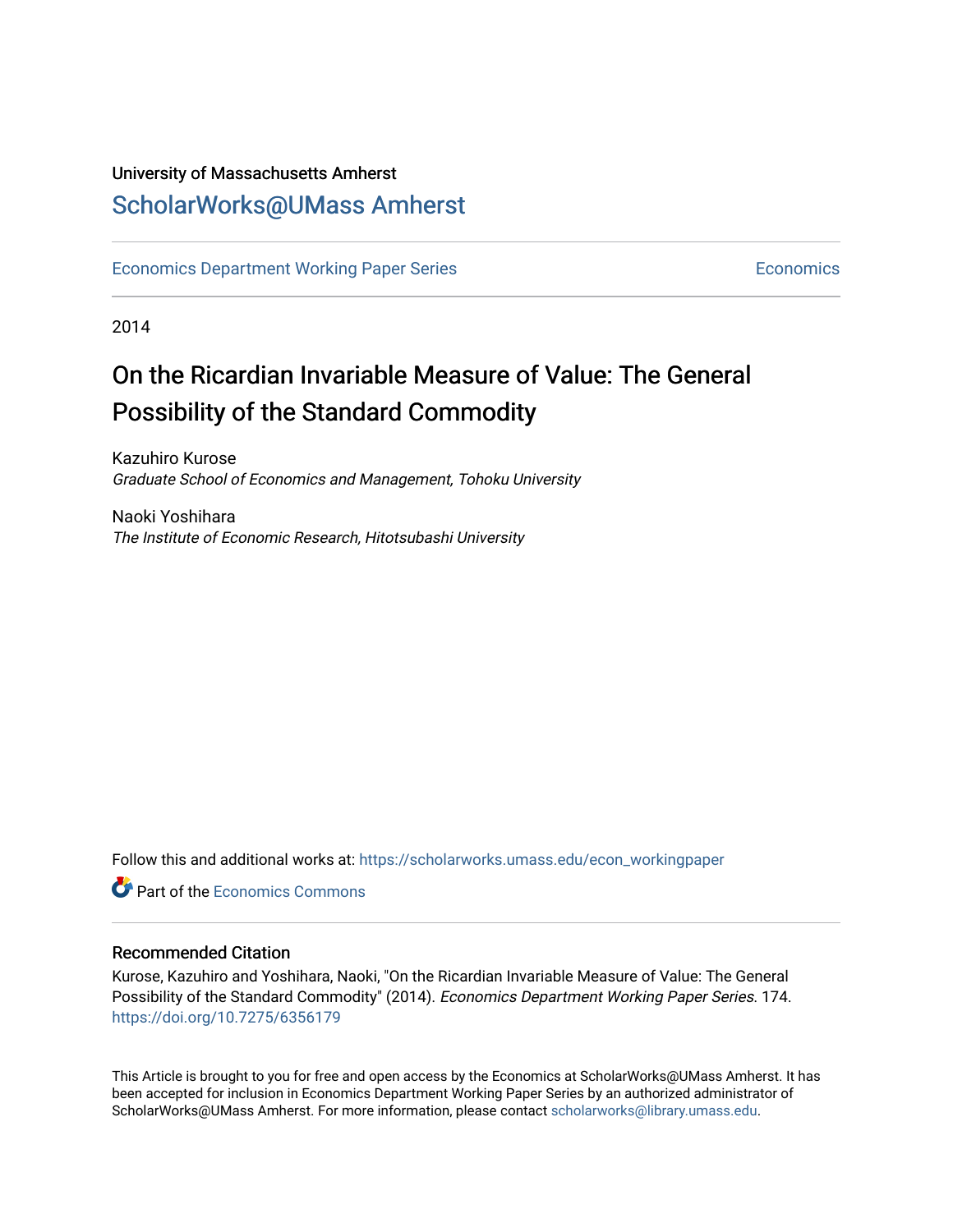University of Massachusetts Amherst

ScholarWorks@UMass Amherst

Economics Department Working Paper Series | Economics

2014

# On the Ricardian Invariable Measure of Value: The General Possibility of the Standard Commodity

Kazuhiro Kurose
*Graduate School of Economics and Management, Tohoku University*

Naoki Yoshihara
*The Institute of Economic Research, Hitotsubashi University*

Follow this and additional works at: https://scholarworks.umass.edu/econ_workingpaper

Part of the Economics Commons

## Recommended Citation

Kurose, Kazuhiro and Yoshihara, Naoki, "On the Ricardian Invariable Measure of Value: The General Possibility of the Standard Commodity" (2014). *Economics Department Working Paper Series*. 174.
https://doi.org/10.7275/6356179

This Article is brought to you for free and open access by the Economics at ScholarWorks@UMass Amherst. It has been accepted for inclusion in Economics Department Working Paper Series by an authorized administrator of ScholarWorks@UMass Amherst. For more information, please contact scholarworks@library.umass.edu.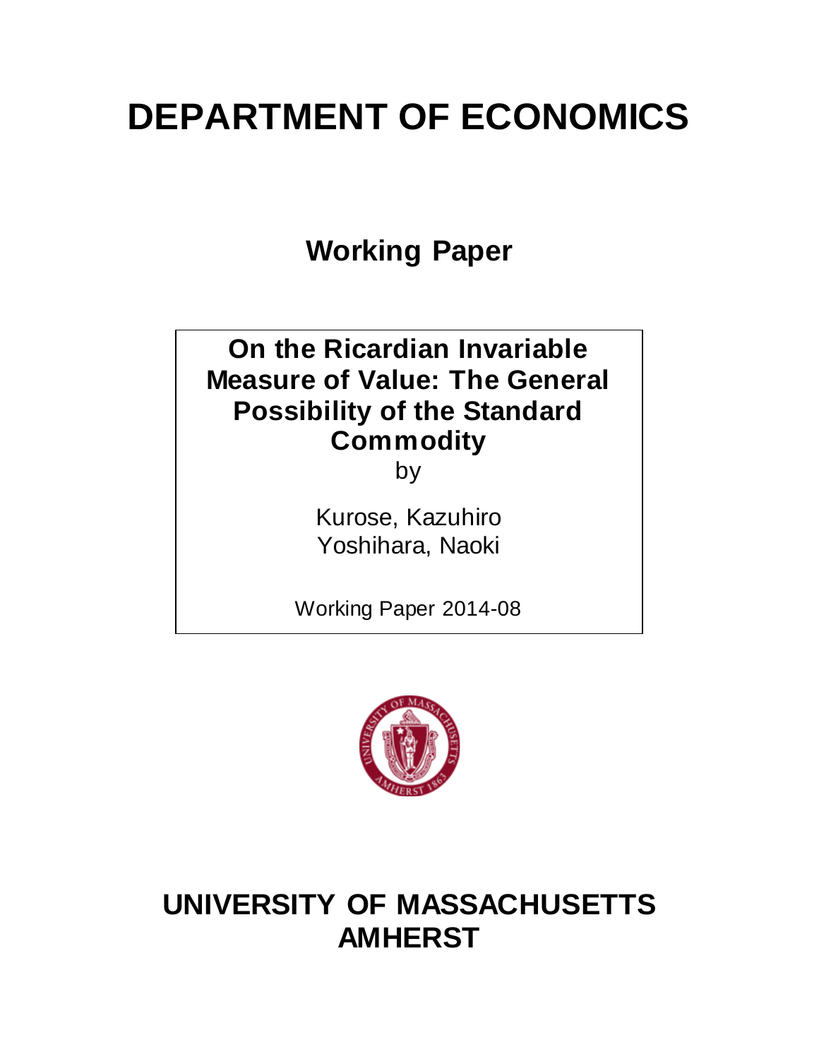# DEPARTMENT OF ECONOMICS

## Working Paper

**On the Ricardian Invariable Measure of Value: The General Possibility of the Standard Commodity**

by

Kurose, Kazuhiro
Yoshihara, Naoki

Working Paper 2014-08

# UNIVERSITY OF MASSACHUSETTS AMHERST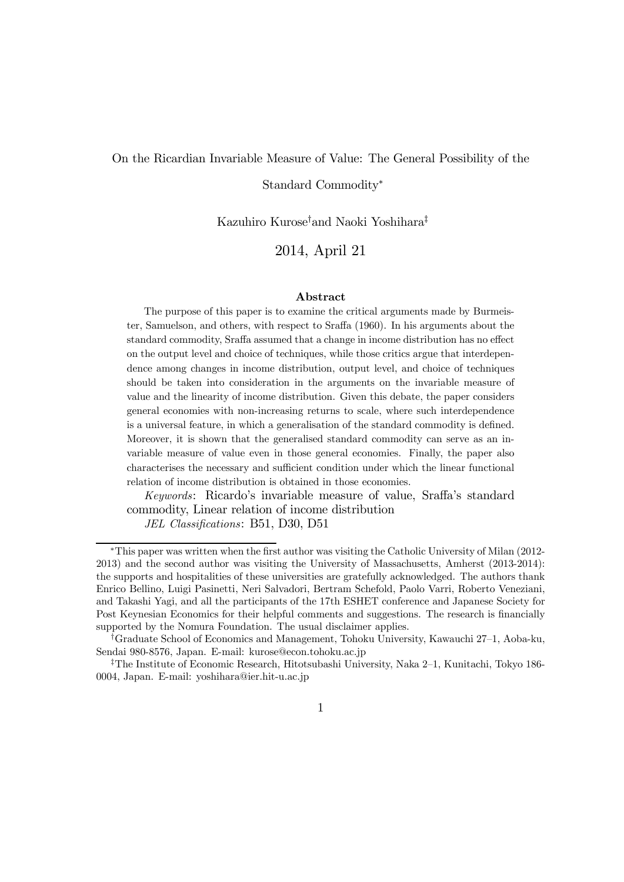On the Ricardian Invariable Measure of Value: The General Possibility of the Standard Commodity*

Kazuhiro Kurose† and Naoki Yoshihara‡

2014, April 21

**Abstract**

The purpose of this paper is to examine the critical arguments made by Burmeister, Samuelson, and others, with respect to Sraffa (1960). In his arguments about the standard commodity, Sraffa assumed that a change in income distribution has no effect on the output level and choice of techniques, while those critics argue that interdependence among changes in income distribution, output level, and choice of techniques should be taken into consideration in the arguments on the invariable measure of value and the linearity of income distribution. Given this debate, the paper considers general economies with non-increasing returns to scale, where such interdependence is a universal feature, in which a generalisation of the standard commodity is defined. Moreover, it is shown that the generalised standard commodity can serve as an invariable measure of value even in those general economies. Finally, the paper also characterises the necessary and sufficient condition under which the linear functional relation of income distribution is obtained in those economies.

*Keywords*: Ricardo's invariable measure of value, Sraffa's standard commodity, Linear relation of income distribution

*JEL Classifications*: B51, D30, D51

---

*This paper was written when the first author was visiting the Catholic University of Milan (2012-2013) and the second author was visiting the University of Massachusetts, Amherst (2013-2014): the supports and hospitalities of these universities are gratefully acknowledged. The authors thank Enrico Bellino, Luigi Pasinetti, Neri Salvadori, Bertram Schefold, Paolo Varri, Roberto Veneziani, and Takashi Yagi, and all the participants of the 17th ESHET conference and Japanese Society for Post Keynesian Economics for their helpful comments and suggestions. The research is financially supported by the Nomura Foundation. The usual disclaimer applies.

†Graduate School of Economics and Management, Tohoku University, Kawauchi 27–1, Aoba-ku, Sendai 980-8576, Japan. E-mail: kurose@econ.tohoku.ac.jp

‡The Institute of Economic Research, Hitotsubashi University, Naka 2–1, Kunitachi, Tokyo 186-0004, Japan. E-mail: yoshihara@ier.hit-u.ac.jp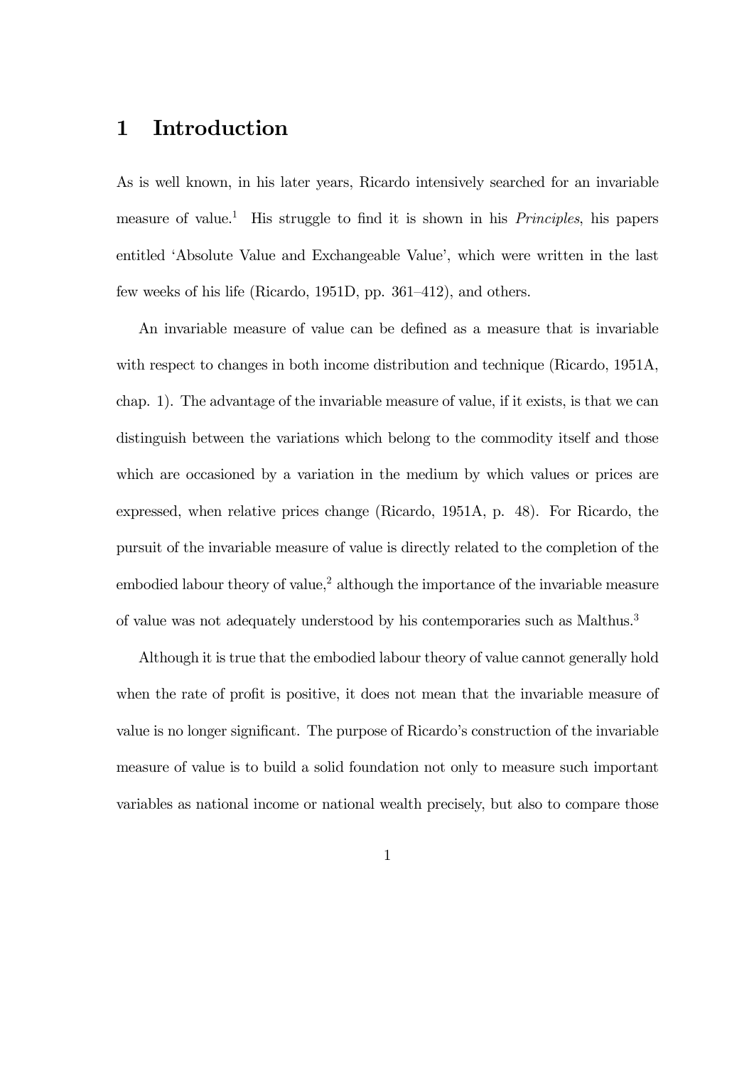# 1 Introduction

As is well known, in his later years, Ricardo intensively searched for an invariable measure of value.[1] His struggle to find it is shown in his *Principles*, his papers entitled 'Absolute Value and Exchangeable Value', which were written in the last few weeks of his life (Ricardo, 1951D, pp. 361–412), and others.

An invariable measure of value can be defined as a measure that is invariable with respect to changes in both income distribution and technique (Ricardo, 1951A, chap. 1). The advantage of the invariable measure of value, if it exists, is that we can distinguish between the variations which belong to the commodity itself and those which are occasioned by a variation in the medium by which values or prices are expressed, when relative prices change (Ricardo, 1951A, p. 48). For Ricardo, the pursuit of the invariable measure of value is directly related to the completion of the embodied labour theory of value,[2] although the importance of the invariable measure of value was not adequately understood by his contemporaries such as Malthus.[3]

Although it is true that the embodied labour theory of value cannot generally hold when the rate of profit is positive, it does not mean that the invariable measure of value is no longer significant. The purpose of Ricardo's construction of the invariable measure of value is to build a solid foundation not only to measure such important variables as national income or national wealth precisely, but also to compare those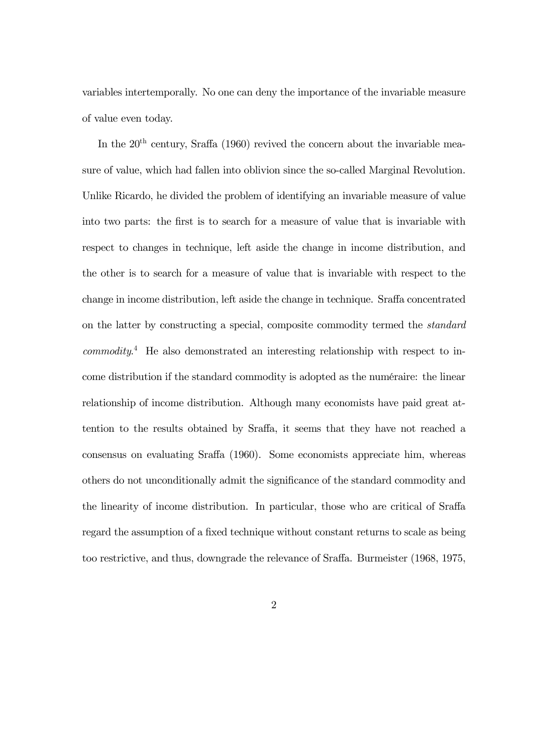variables intertemporally. No one can deny the importance of the invariable measure of value even today.

In the 20$^{\text{th}}$ century, Sraffa (1960) revived the concern about the invariable measure of value, which had fallen into oblivion since the so-called Marginal Revolution. Unlike Ricardo, he divided the problem of identifying an invariable measure of value into two parts: the first is to search for a measure of value that is invariable with respect to changes in technique, left aside the change in income distribution, and the other is to search for a measure of value that is invariable with respect to the change in income distribution, left aside the change in technique. Sraffa concentrated on the latter by constructing a special, composite commodity termed the *standard commodity*.[4] He also demonstrated an interesting relationship with respect to income distribution if the standard commodity is adopted as the numéraire: the linear relationship of income distribution. Although many economists have paid great attention to the results obtained by Sraffa, it seems that they have not reached a consensus on evaluating Sraffa (1960). Some economists appreciate him, whereas others do not unconditionally admit the significance of the standard commodity and the linearity of income distribution. In particular, those who are critical of Sraffa regard the assumption of a fixed technique without constant returns to scale as being too restrictive, and thus, downgrade the relevance of Sraffa. Burmeister (1968, 1975,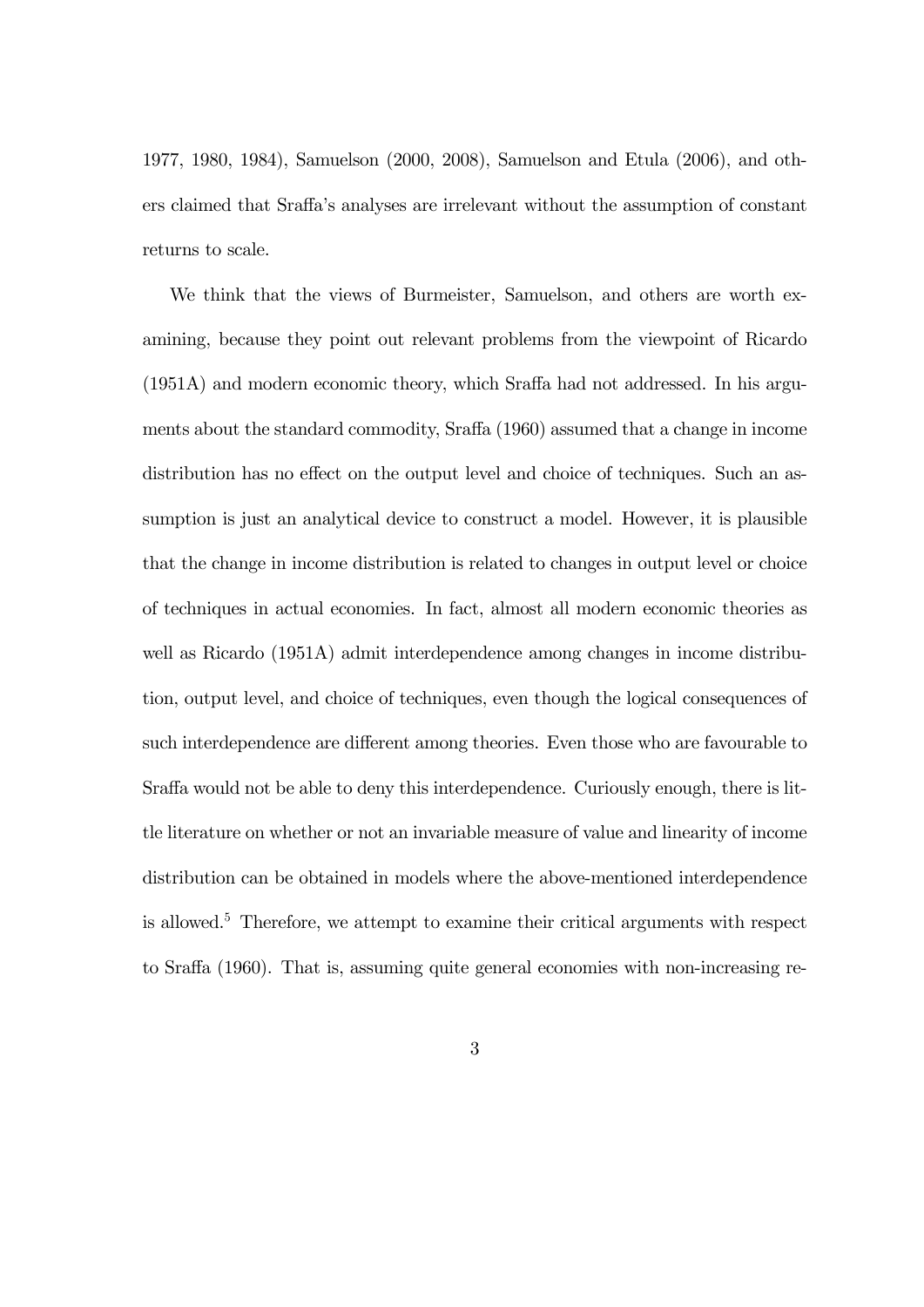1977, 1980, 1984), Samuelson (2000, 2008), Samuelson and Etula (2006), and others claimed that Sraffa's analyses are irrelevant without the assumption of constant returns to scale.

We think that the views of Burmeister, Samuelson, and others are worth examining, because they point out relevant problems from the viewpoint of Ricardo (1951A) and modern economic theory, which Sraffa had not addressed. In his arguments about the standard commodity, Sraffa (1960) assumed that a change in income distribution has no effect on the output level and choice of techniques. Such an assumption is just an analytical device to construct a model. However, it is plausible that the change in income distribution is related to changes in output level or choice of techniques in actual economies. In fact, almost all modern economic theories as well as Ricardo (1951A) admit interdependence among changes in income distribution, output level, and choice of techniques, even though the logical consequences of such interdependence are different among theories. Even those who are favourable to Sraffa would not be able to deny this interdependence. Curiously enough, there is little literature on whether or not an invariable measure of value and linearity of income distribution can be obtained in models where the above-mentioned interdependence is allowed.[5] Therefore, we attempt to examine their critical arguments with respect to Sraffa (1960). That is, assuming quite general economies with non-increasing re-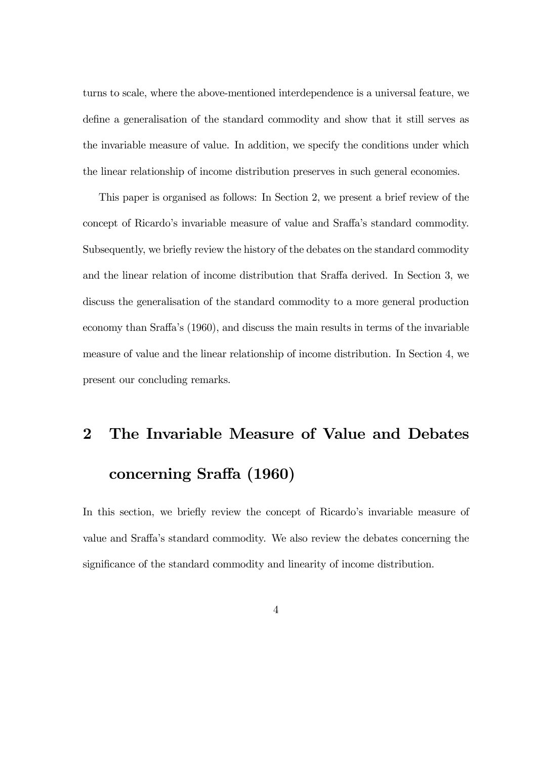turns to scale, where the above-mentioned interdependence is a universal feature, we define a generalisation of the standard commodity and show that it still serves as the invariable measure of value. In addition, we specify the conditions under which the linear relationship of income distribution preserves in such general economies.

This paper is organised as follows: In Section 2, we present a brief review of the concept of Ricardo's invariable measure of value and Sraffa's standard commodity. Subsequently, we briefly review the history of the debates on the standard commodity and the linear relation of income distribution that Sraffa derived. In Section 3, we discuss the generalisation of the standard commodity to a more general production economy than Sraffa's (1960), and discuss the main results in terms of the invariable measure of value and the linear relationship of income distribution. In Section 4, we present our concluding remarks.

# 2 The Invariable Measure of Value and Debates concerning Sraffa (1960)

In this section, we briefly review the concept of Ricardo's invariable measure of value and Sraffa's standard commodity. We also review the debates concerning the significance of the standard commodity and linearity of income distribution.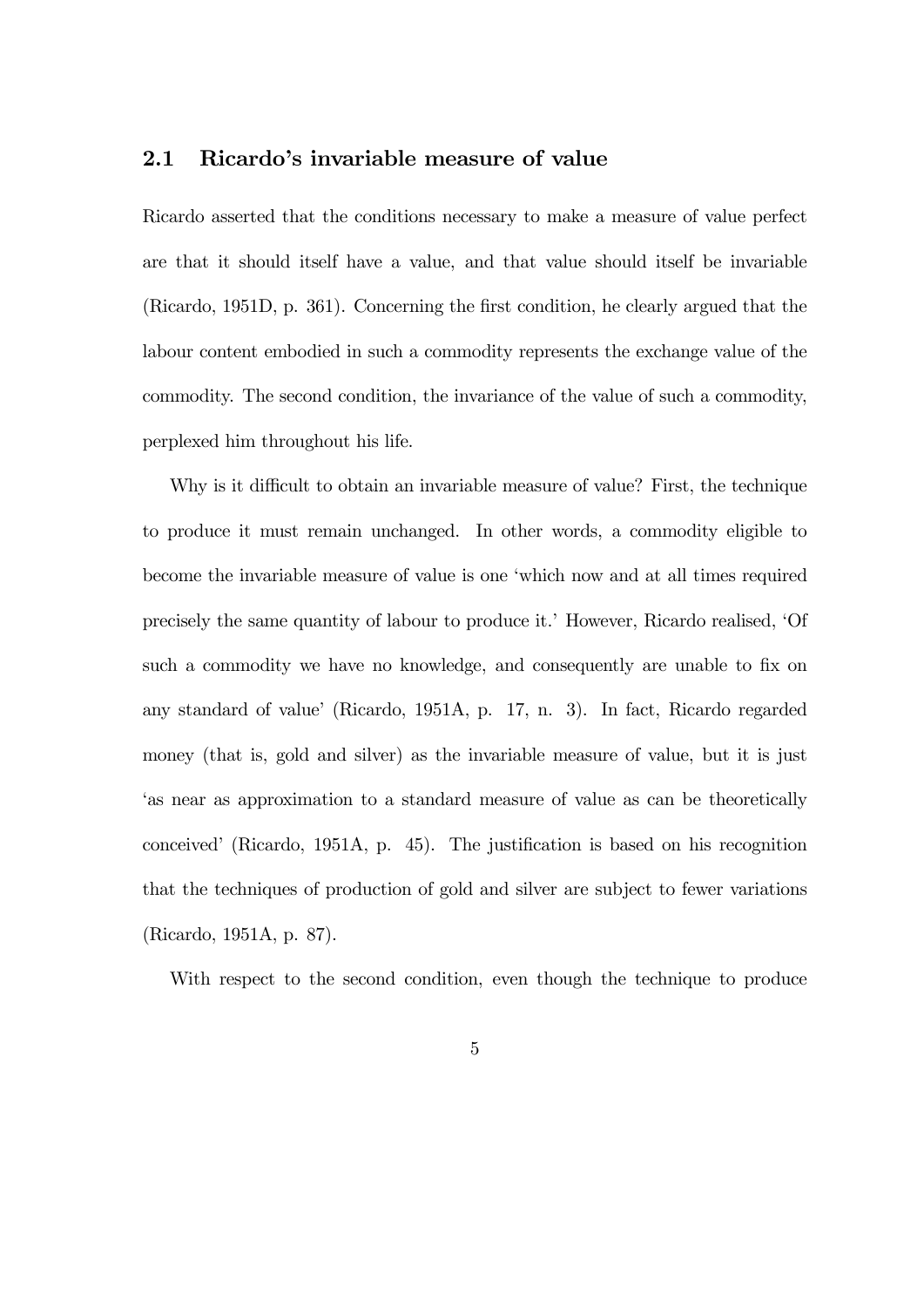## 2.1 Ricardo's invariable measure of value

Ricardo asserted that the conditions necessary to make a measure of value perfect are that it should itself have a value, and that value should itself be invariable (Ricardo, 1951D, p. 361). Concerning the first condition, he clearly argued that the labour content embodied in such a commodity represents the exchange value of the commodity. The second condition, the invariance of the value of such a commodity, perplexed him throughout his life.

Why is it difficult to obtain an invariable measure of value? First, the technique to produce it must remain unchanged. In other words, a commodity eligible to become the invariable measure of value is one 'which now and at all times required precisely the same quantity of labour to produce it.' However, Ricardo realised, 'Of such a commodity we have no knowledge, and consequently are unable to fix on any standard of value' (Ricardo, 1951A, p. 17, n. 3). In fact, Ricardo regarded money (that is, gold and silver) as the invariable measure of value, but it is just 'as near as approximation to a standard measure of value as can be theoretically conceived' (Ricardo, 1951A, p. 45). The justification is based on his recognition that the techniques of production of gold and silver are subject to fewer variations (Ricardo, 1951A, p. 87).

With respect to the second condition, even though the technique to produce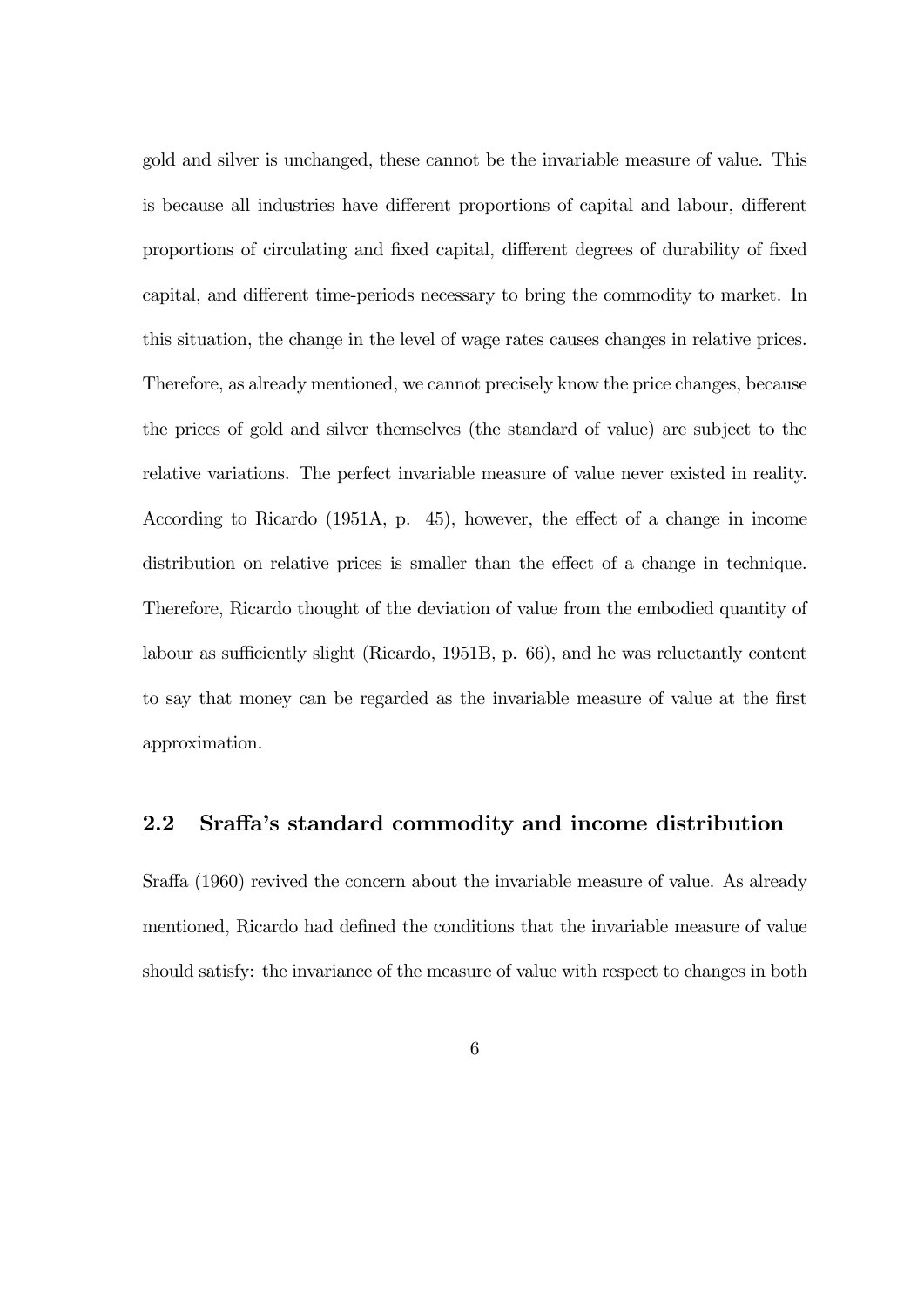gold and silver is unchanged, these cannot be the invariable measure of value. This is because all industries have different proportions of capital and labour, different proportions of circulating and fixed capital, different degrees of durability of fixed capital, and different time-periods necessary to bring the commodity to market. In this situation, the change in the level of wage rates causes changes in relative prices. Therefore, as already mentioned, we cannot precisely know the price changes, because the prices of gold and silver themselves (the standard of value) are subject to the relative variations. The perfect invariable measure of value never existed in reality. According to Ricardo (1951A, p. 45), however, the effect of a change in income distribution on relative prices is smaller than the effect of a change in technique. Therefore, Ricardo thought of the deviation of value from the embodied quantity of labour as sufficiently slight (Ricardo, 1951B, p. 66), and he was reluctantly content to say that money can be regarded as the invariable measure of value at the first approximation.

## 2.2 Sraffa's standard commodity and income distribution

Sraffa (1960) revived the concern about the invariable measure of value. As already mentioned, Ricardo had defined the conditions that the invariable measure of value should satisfy: the invariance of the measure of value with respect to changes in both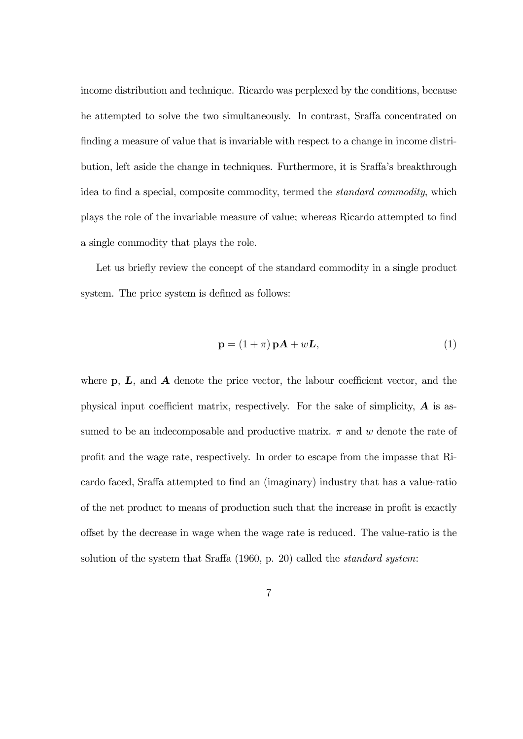income distribution and technique. Ricardo was perplexed by the conditions, because he attempted to solve the two simultaneously. In contrast, Sraffa concentrated on finding a measure of value that is invariable with respect to a change in income distribution, left aside the change in techniques. Furthermore, it is Sraffa's breakthrough idea to find a special, composite commodity, termed the *standard commodity*, which plays the role of the invariable measure of value; whereas Ricardo attempted to find a single commodity that plays the role.

Let us briefly review the concept of the standard commodity in a single product system. The price system is defined as follows:

$$\mathbf{p} = (1 + \pi)\,\mathbf{p}\boldsymbol{A} + w\boldsymbol{L}, \tag{1}$$

where $\mathbf{p}$, $\boldsymbol{L}$, and $\boldsymbol{A}$ denote the price vector, the labour coefficient vector, and the physical input coefficient matrix, respectively. For the sake of simplicity, $\boldsymbol{A}$ is assumed to be an indecomposable and productive matrix. $\pi$ and $w$ denote the rate of profit and the wage rate, respectively. In order to escape from the impasse that Ricardo faced, Sraffa attempted to find an (imaginary) industry that has a value-ratio of the net product to means of production such that the increase in profit is exactly offset by the decrease in wage when the wage rate is reduced. The value-ratio is the solution of the system that Sraffa (1960, p. 20) called the *standard system*: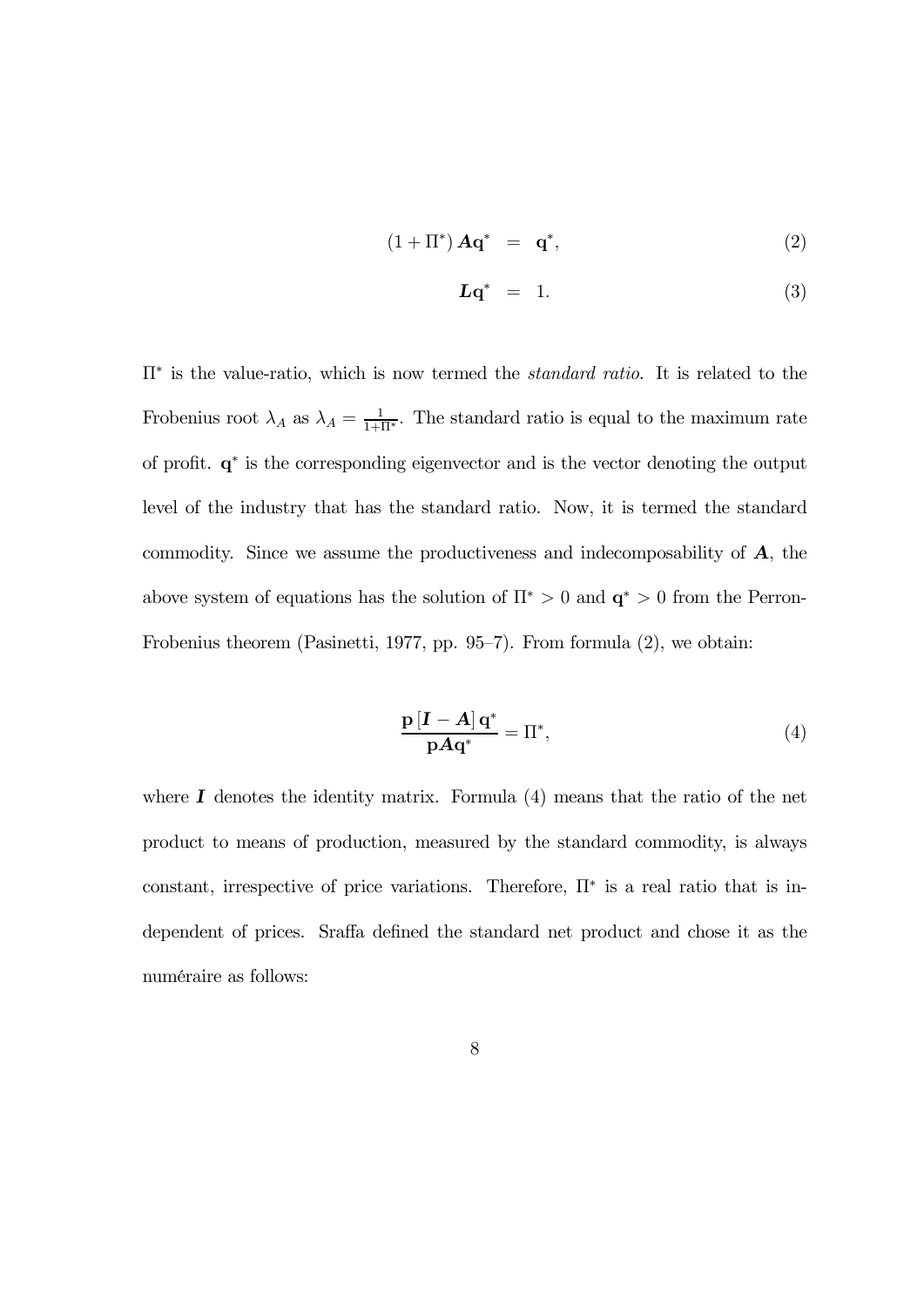$$
\begin{aligned}
(1+\Pi^*)\,\boldsymbol{A}\mathbf{q}^* &= \mathbf{q}^*, & (2)\\
\boldsymbol{L}\mathbf{q}^* &= 1. & (3)
\end{aligned}
$$

$\Pi^*$ is the value-ratio, which is now termed the *standard ratio*. It is related to the Frobenius root $\lambda_A$ as $\lambda_A = \frac{1}{1+\Pi^*}$. The standard ratio is equal to the maximum rate of profit. $\mathbf{q}^*$ is the corresponding eigenvector and is the vector denoting the output level of the industry that has the standard ratio. Now, it is termed the standard commodity. Since we assume the productiveness and indecomposability of $\boldsymbol{A}$, the above system of equations has the solution of $\Pi^* > 0$ and $\mathbf{q}^* > 0$ from the Perron-Frobenius theorem (Pasinetti, 1977, pp. 95–7). From formula (2), we obtain:

$$
\frac{\mathbf{p}\left[\boldsymbol{I}-\boldsymbol{A}\right]\mathbf{q}^*}{\mathbf{p}\boldsymbol{A}\mathbf{q}^*} = \Pi^*, \tag{4}
$$

where $\boldsymbol{I}$ denotes the identity matrix. Formula (4) means that the ratio of the net product to means of production, measured by the standard commodity, is always constant, irrespective of price variations. Therefore, $\Pi^*$ is a real ratio that is independent of prices. Sraffa defined the standard net product and chose it as the numéraire as follows: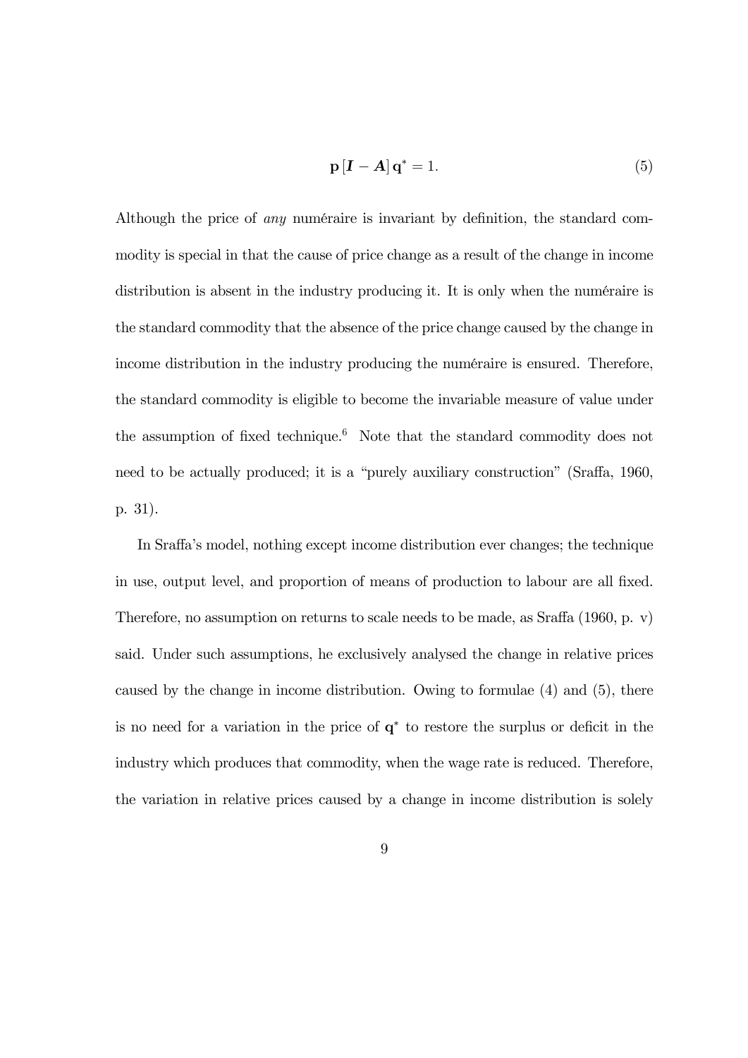$$\mathbf{p}\left[\boldsymbol{I}-\boldsymbol{A}\right]\mathbf{q}^{*}=1. \tag{5}$$

Although the price of *any* numéraire is invariant by definition, the standard commodity is special in that the cause of price change as a result of the change in income distribution is absent in the industry producing it. It is only when the numéraire is the standard commodity that the absence of the price change caused by the change in income distribution in the industry producing the numéraire is ensured. Therefore, the standard commodity is eligible to become the invariable measure of value under the assumption of fixed technique.[6] Note that the standard commodity does not need to be actually produced; it is a "purely auxiliary construction" (Sraffa, 1960, p. 31).

In Sraffa's model, nothing except income distribution ever changes; the technique in use, output level, and proportion of means of production to labour are all fixed. Therefore, no assumption on returns to scale needs to be made, as Sraffa (1960, p. v) said. Under such assumptions, he exclusively analysed the change in relative prices caused by the change in income distribution. Owing to formulae (4) and (5), there is no need for a variation in the price of $\mathbf{q}^{*}$ to restore the surplus or deficit in the industry which produces that commodity, when the wage rate is reduced. Therefore, the variation in relative prices caused by a change in income distribution is solely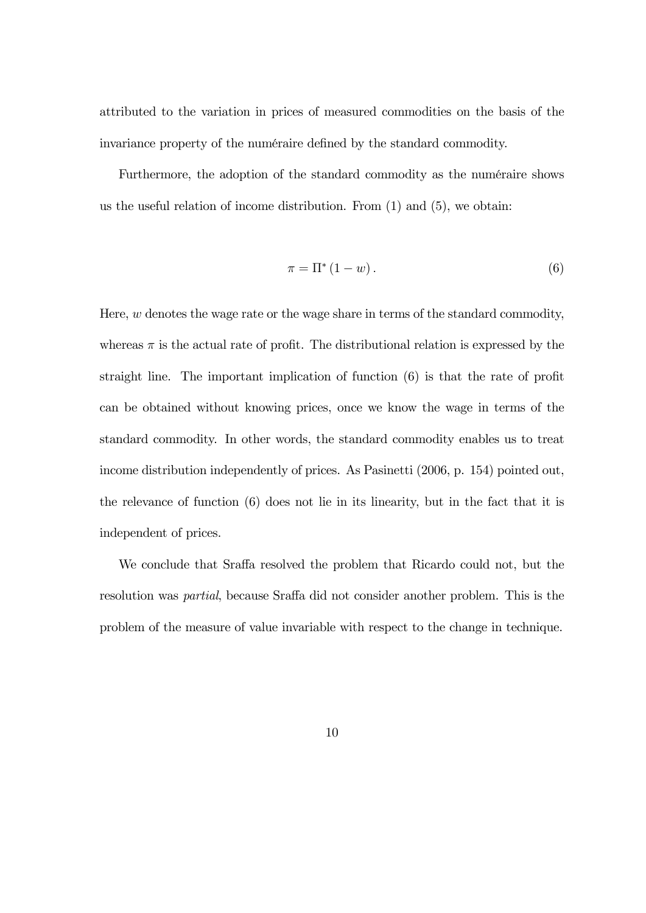attributed to the variation in prices of measured commodities on the basis of the invariance property of the numéraire defined by the standard commodity.

Furthermore, the adoption of the standard commodity as the numéraire shows us the useful relation of income distribution. From (1) and (5), we obtain:

$$\pi = \Pi^* (1 - w) . \tag{6}$$

Here, $w$ denotes the wage rate or the wage share in terms of the standard commodity, whereas $\pi$ is the actual rate of profit. The distributional relation is expressed by the straight line. The important implication of function (6) is that the rate of profit can be obtained without knowing prices, once we know the wage in terms of the standard commodity. In other words, the standard commodity enables us to treat income distribution independently of prices. As Pasinetti (2006, p. 154) pointed out, the relevance of function (6) does not lie in its linearity, but in the fact that it is independent of prices.

We conclude that Sraffa resolved the problem that Ricardo could not, but the resolution was *partial*, because Sraffa did not consider another problem. This is the problem of the measure of value invariable with respect to the change in technique.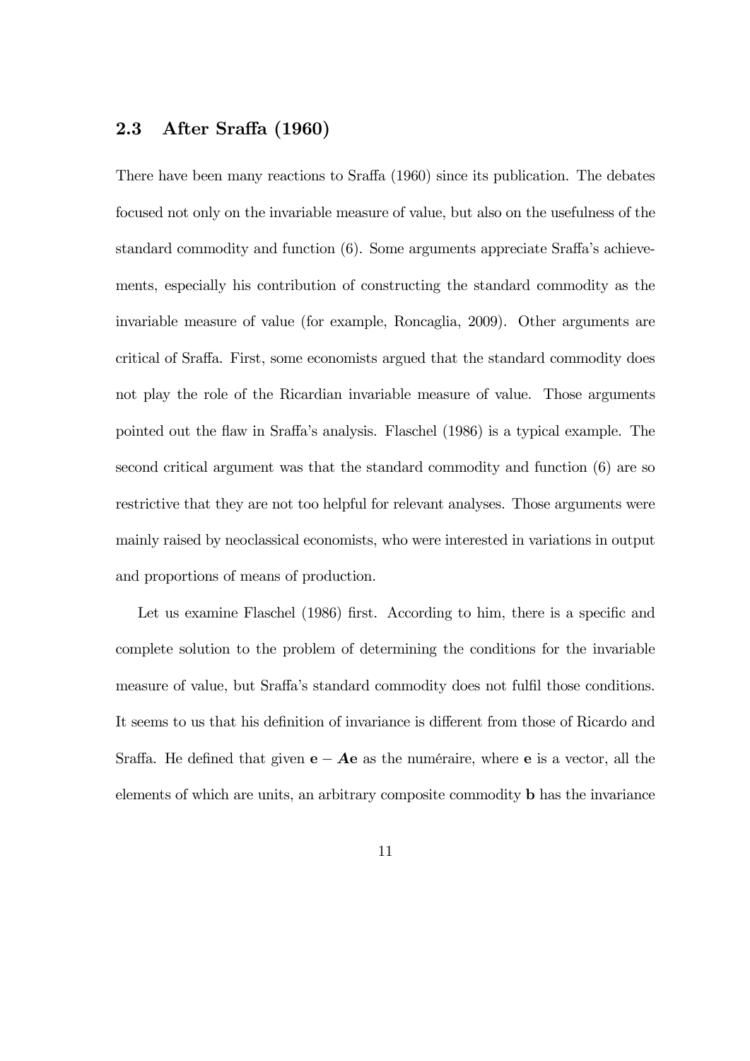### 2.3 After Sraffa (1960)

There have been many reactions to Sraffa (1960) since its publication. The debates focused not only on the invariable measure of value, but also on the usefulness of the standard commodity and function (6). Some arguments appreciate Sraffa's achievements, especially his contribution of constructing the standard commodity as the invariable measure of value (for example, Roncaglia, 2009). Other arguments are critical of Sraffa. First, some economists argued that the standard commodity does not play the role of the Ricardian invariable measure of value. Those arguments pointed out the flaw in Sraffa's analysis. Flaschel (1986) is a typical example. The second critical argument was that the standard commodity and function (6) are so restrictive that they are not too helpful for relevant analyses. Those arguments were mainly raised by neoclassical economists, who were interested in variations in output and proportions of means of production.

Let us examine Flaschel (1986) first. According to him, there is a specific and complete solution to the problem of determining the conditions for the invariable measure of value, but Sraffa's standard commodity does not fulfil those conditions. It seems to us that his definition of invariance is different from those of Ricardo and Sraffa. He defined that given $\mathbf{e} - \boldsymbol{A}\mathbf{e}$ as the numéraire, where $\mathbf{e}$ is a vector, all the elements of which are units, an arbitrary composite commodity $\mathbf{b}$ has the invariance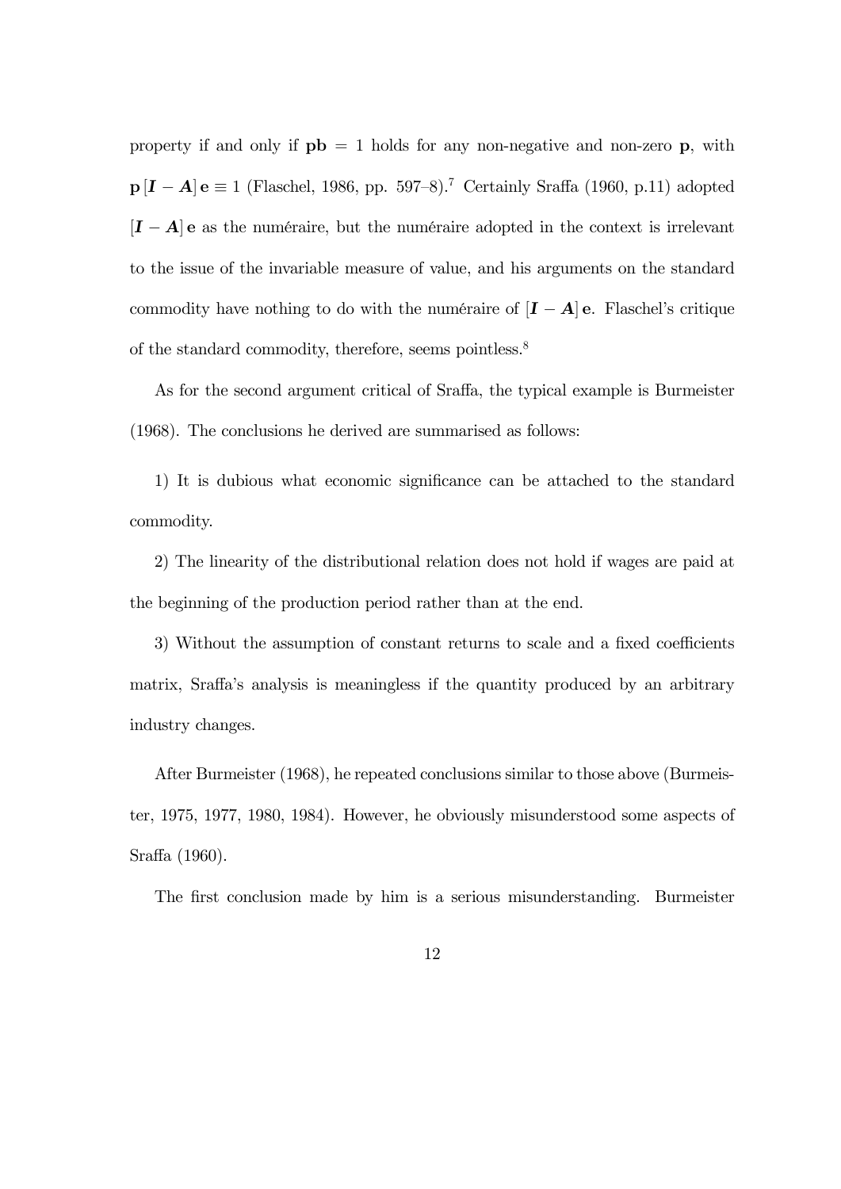property if and only if $\mathbf{pb} = 1$ holds for any non-negative and non-zero $\mathbf{p}$, with $\mathbf{p}\,[\boldsymbol{I} - \boldsymbol{A}]\,\mathbf{e} \equiv 1$ (Flaschel, 1986, pp. 597–8).[7] Certainly Sraffa (1960, p.11) adopted $[\boldsymbol{I} - \boldsymbol{A}]\,\mathbf{e}$ as the numéraire, but the numéraire adopted in the context is irrelevant to the issue of the invariable measure of value, and his arguments on the standard commodity have nothing to do with the numéraire of $[\boldsymbol{I} - \boldsymbol{A}]\,\mathbf{e}$. Flaschel's critique of the standard commodity, therefore, seems pointless.[8]

As for the second argument critical of Sraffa, the typical example is Burmeister (1968). The conclusions he derived are summarised as follows:

1) It is dubious what economic significance can be attached to the standard commodity.

2) The linearity of the distributional relation does not hold if wages are paid at the beginning of the production period rather than at the end.

3) Without the assumption of constant returns to scale and a fixed coefficients matrix, Sraffa's analysis is meaningless if the quantity produced by an arbitrary industry changes.

After Burmeister (1968), he repeated conclusions similar to those above (Burmeister, 1975, 1977, 1980, 1984). However, he obviously misunderstood some aspects of Sraffa (1960).

The first conclusion made by him is a serious misunderstanding. Burmeister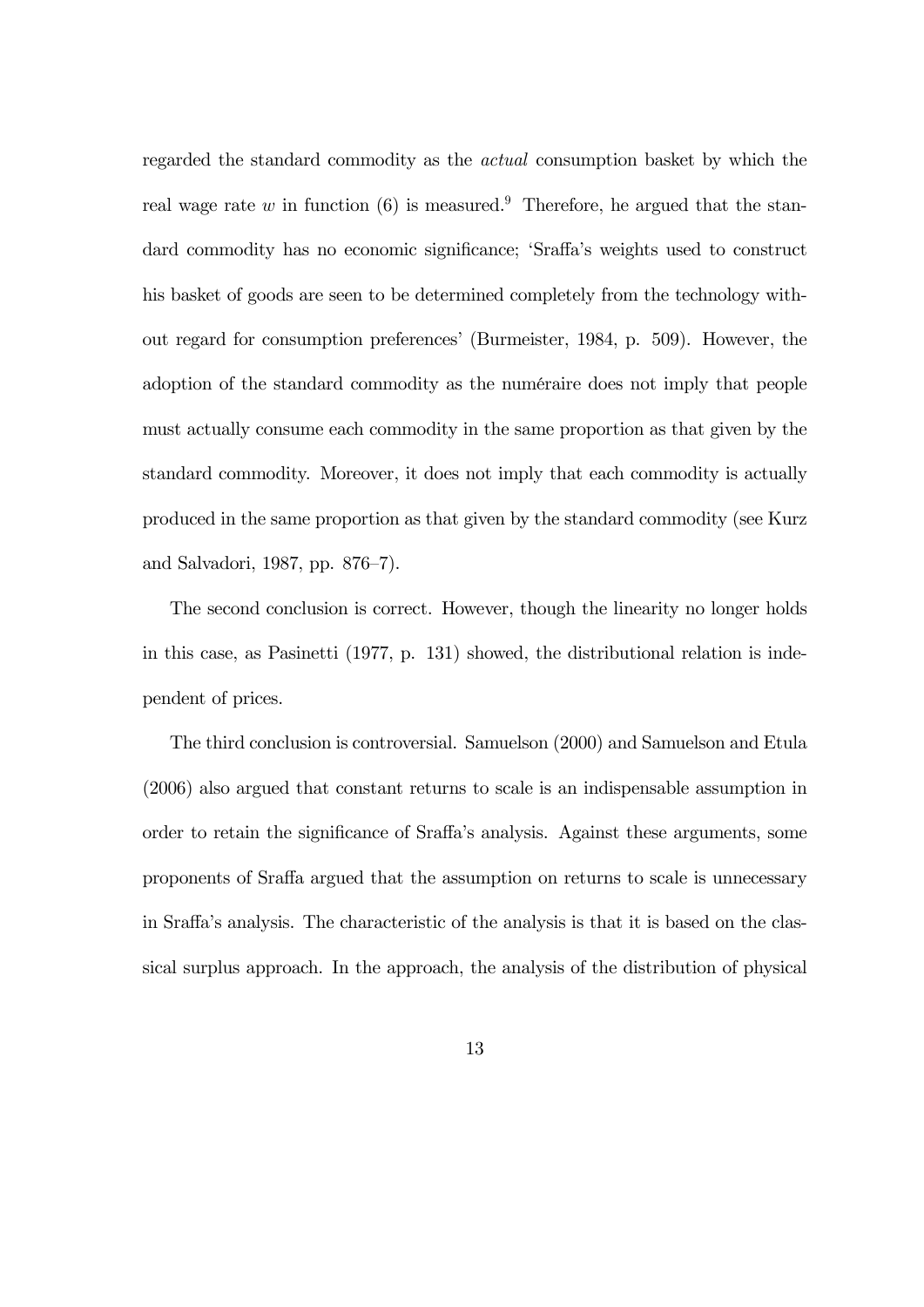regarded the standard commodity as the *actual* consumption basket by which the real wage rate $w$ in function (6) is measured.[9] Therefore, he argued that the standard commodity has no economic significance; 'Sraffa's weights used to construct his basket of goods are seen to be determined completely from the technology without regard for consumption preferences' (Burmeister, 1984, p. 509). However, the adoption of the standard commodity as the numéraire does not imply that people must actually consume each commodity in the same proportion as that given by the standard commodity. Moreover, it does not imply that each commodity is actually produced in the same proportion as that given by the standard commodity (see Kurz and Salvadori, 1987, pp. 876–7).

The second conclusion is correct. However, though the linearity no longer holds in this case, as Pasinetti (1977, p. 131) showed, the distributional relation is independent of prices.

The third conclusion is controversial. Samuelson (2000) and Samuelson and Etula (2006) also argued that constant returns to scale is an indispensable assumption in order to retain the significance of Sraffa's analysis. Against these arguments, some proponents of Sraffa argued that the assumption on returns to scale is unnecessary in Sraffa's analysis. The characteristic of the analysis is that it is based on the classical surplus approach. In the approach, the analysis of the distribution of physical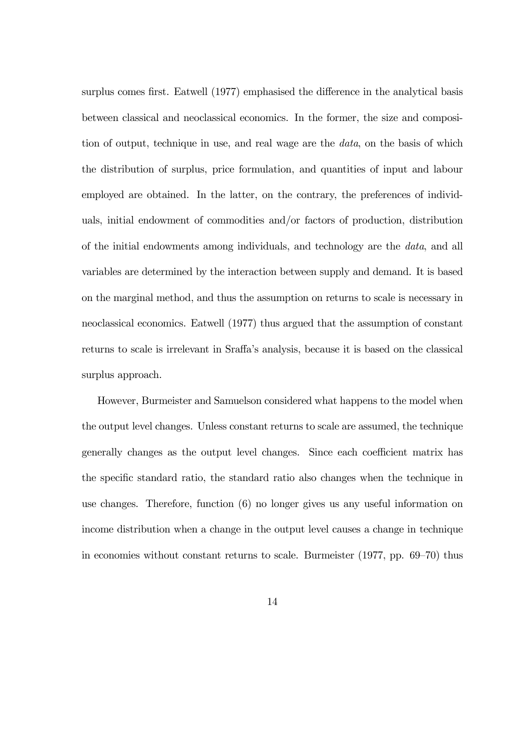surplus comes first. Eatwell (1977) emphasised the difference in the analytical basis between classical and neoclassical economics. In the former, the size and composition of output, technique in use, and real wage are the *data*, on the basis of which the distribution of surplus, price formulation, and quantities of input and labour employed are obtained. In the latter, on the contrary, the preferences of individuals, initial endowment of commodities and/or factors of production, distribution of the initial endowments among individuals, and technology are the *data*, and all variables are determined by the interaction between supply and demand. It is based on the marginal method, and thus the assumption on returns to scale is necessary in neoclassical economics. Eatwell (1977) thus argued that the assumption of constant returns to scale is irrelevant in Sraffa's analysis, because it is based on the classical surplus approach.

However, Burmeister and Samuelson considered what happens to the model when the output level changes. Unless constant returns to scale are assumed, the technique generally changes as the output level changes. Since each coefficient matrix has the specific standard ratio, the standard ratio also changes when the technique in use changes. Therefore, function (6) no longer gives us any useful information on income distribution when a change in the output level causes a change in technique in economies without constant returns to scale. Burmeister (1977, pp. 69–70) thus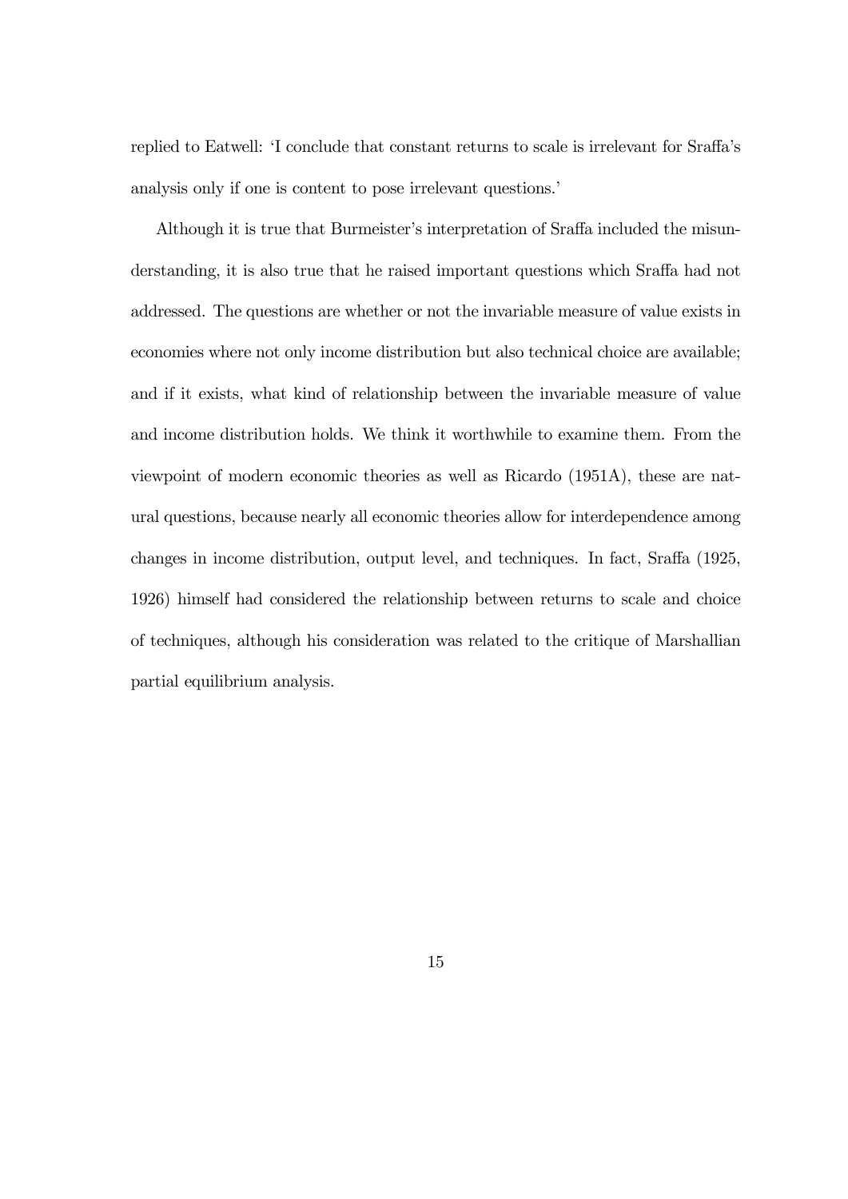replied to Eatwell: 'I conclude that constant returns to scale is irrelevant for Sraffa's analysis only if one is content to pose irrelevant questions.'

Although it is true that Burmeister's interpretation of Sraffa included the misunderstanding, it is also true that he raised important questions which Sraffa had not addressed. The questions are whether or not the invariable measure of value exists in economies where not only income distribution but also technical choice are available; and if it exists, what kind of relationship between the invariable measure of value and income distribution holds. We think it worthwhile to examine them. From the viewpoint of modern economic theories as well as Ricardo (1951A), these are natural questions, because nearly all economic theories allow for interdependence among changes in income distribution, output level, and techniques. In fact, Sraffa (1925, 1926) himself had considered the relationship between returns to scale and choice of techniques, although his consideration was related to the critique of Marshallian partial equilibrium analysis.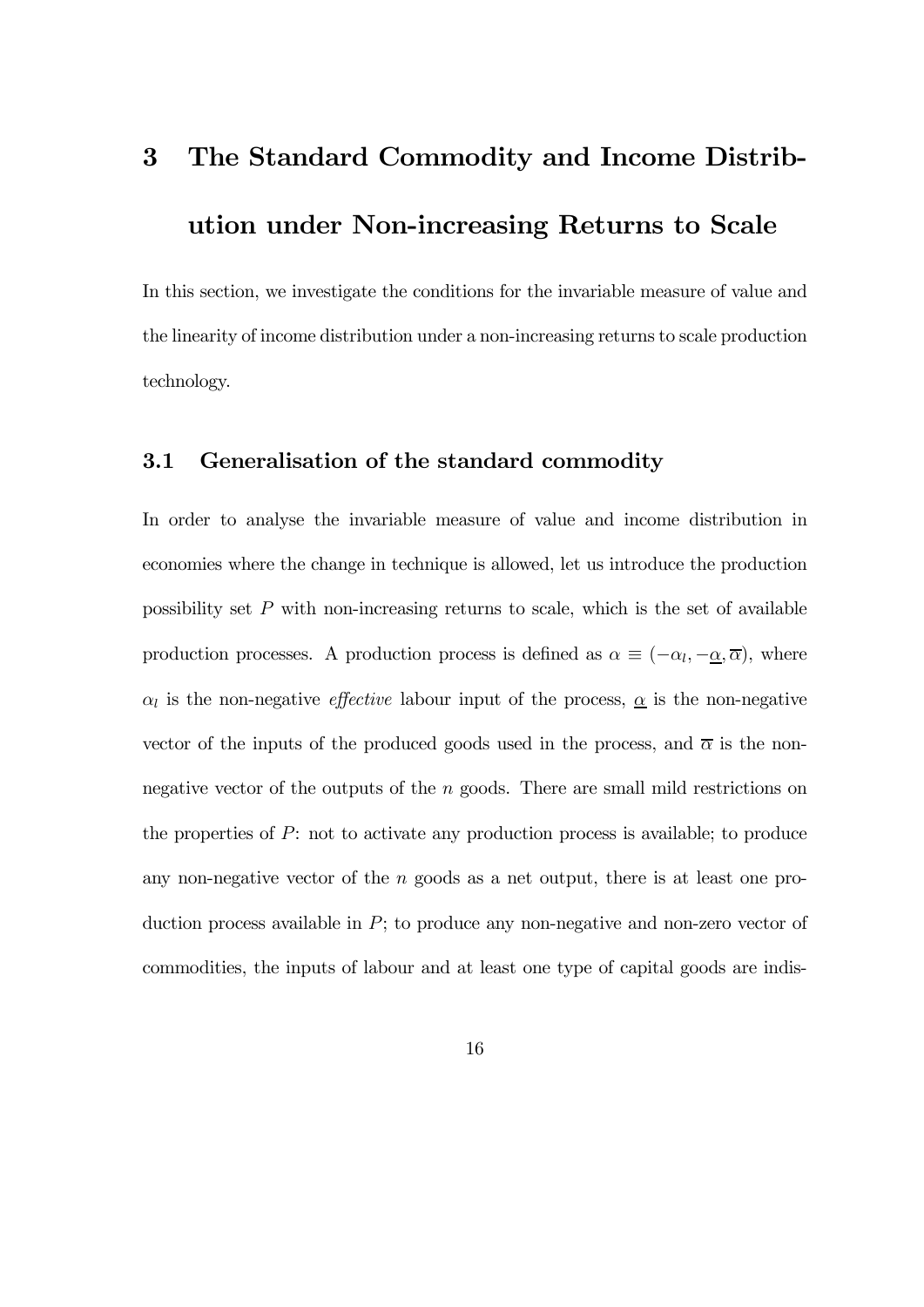# 3 The Standard Commodity and Income Distribution under Non-increasing Returns to Scale

In this section, we investigate the conditions for the invariable measure of value and the linearity of income distribution under a non-increasing returns to scale production technology.

## 3.1 Generalisation of the standard commodity

In order to analyse the invariable measure of value and income distribution in economies where the change in technique is allowed, let us introduce the production possibility set $P$ with non-increasing returns to scale, which is the set of available production processes. A production process is defined as $\alpha \equiv (-\alpha_l, -\underline{\alpha}, \overline{\alpha})$, where $\alpha_l$ is the non-negative *effective* labour input of the process, $\underline{\alpha}$ is the non-negative vector of the inputs of the produced goods used in the process, and $\overline{\alpha}$ is the non-negative vector of the outputs of the $n$ goods. There are small mild restrictions on the properties of $P$: not to activate any production process is available; to produce any non-negative vector of the $n$ goods as a net output, there is at least one production process available in $P$; to produce any non-negative and non-zero vector of commodities, the inputs of labour and at least one type of capital goods are indis-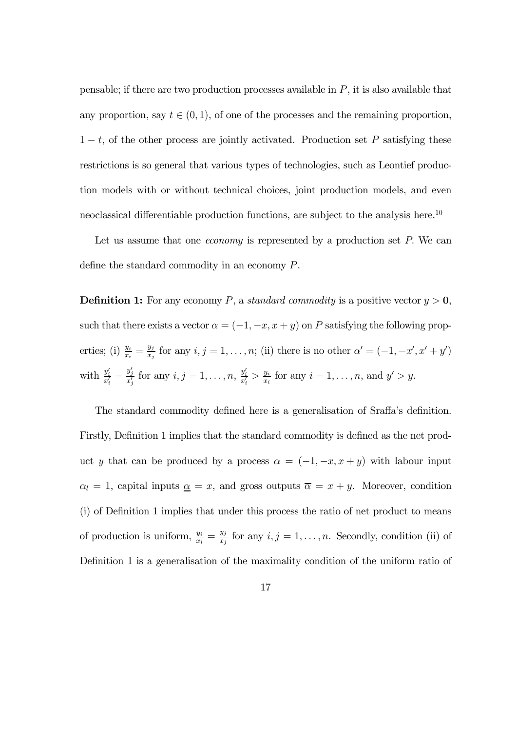pensable; if there are two production processes available in $P$, it is also available that any proportion, say $t \in (0,1)$, of one of the processes and the remaining proportion, $1-t$, of the other process are jointly activated. Production set $P$ satisfying these restrictions is so general that various types of technologies, such as Leontief production models with or without technical choices, joint production models, and even neoclassical differentiable production functions, are subject to the analysis here.[10]

Let us assume that one *economy* is represented by a production set $P$. We can define the standard commodity in an economy $P$.

**Definition 1:** For any economy $P$, a *standard commodity* is a positive vector $y > \mathbf{0}$, such that there exists a vector $\alpha = (-1, -x, x+y)$ on $P$ satisfying the following properties; (i) $\frac{y_i}{x_i} = \frac{y_j}{x_j}$ for any $i, j = 1, \ldots, n$; (ii) there is no other $\alpha' = (-1, -x', x'+y')$ with $\frac{y'_i}{x'_i} = \frac{y'_j}{x'_j}$ for any $i, j = 1, \ldots, n$, $\frac{y'_i}{x'_i} > \frac{y_i}{x_i}$ for any $i = 1, \ldots, n$, and $y' > y$.

The standard commodity defined here is a generalisation of Sraffa's definition. Firstly, Definition 1 implies that the standard commodity is defined as the net product $y$ that can be produced by a process $\alpha = (-1, -x, x+y)$ with labour input $\alpha_l = 1$, capital inputs $\underline{\alpha} = x$, and gross outputs $\overline{\alpha} = x + y$. Moreover, condition (i) of Definition 1 implies that under this process the ratio of net product to means of production is uniform, $\frac{y_i}{x_i} = \frac{y_j}{x_j}$ for any $i, j = 1, \ldots, n$. Secondly, condition (ii) of Definition 1 is a generalisation of the maximality condition of the uniform ratio of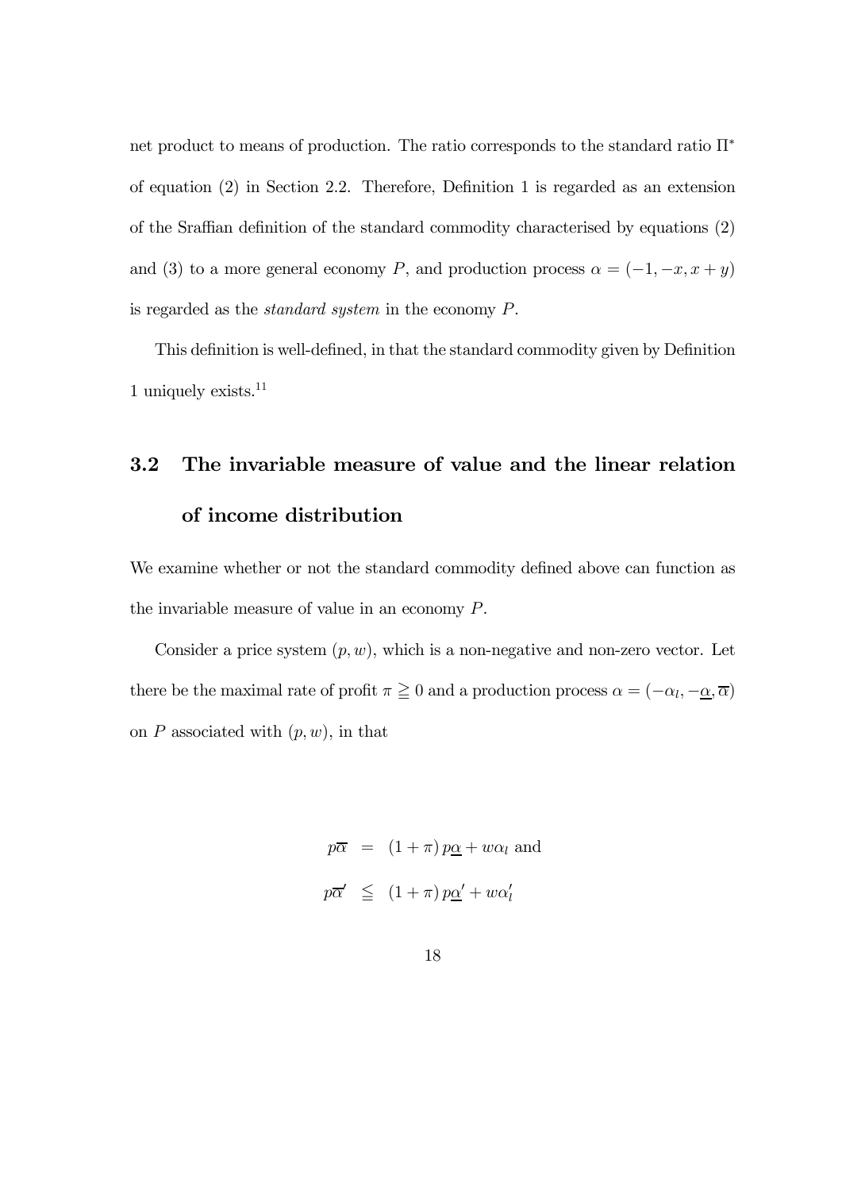net product to means of production. The ratio corresponds to the standard ratio $\Pi^*$ of equation (2) in Section 2.2. Therefore, Definition 1 is regarded as an extension of the Sraffian definition of the standard commodity characterised by equations (2) and (3) to a more general economy $P$, and production process $\alpha = (-1, -x, x + y)$ is regarded as the *standard system* in the economy $P$.

This definition is well-defined, in that the standard commodity given by Definition 1 uniquely exists.[11]

## 3.2 The invariable measure of value and the linear relation of income distribution

We examine whether or not the standard commodity defined above can function as the invariable measure of value in an economy $P$.

Consider a price system $(p, w)$, which is a non-negative and non-zero vector. Let there be the maximal rate of profit $\pi \geqq 0$ and a production process $\alpha = (-\alpha_l, -\underline{\alpha}, \overline{\alpha})$ on $P$ associated with $(p, w)$, in that

$$
\begin{aligned}
p\overline{\alpha} &= (1 + \pi) p\underline{\alpha} + w\alpha_l \text{ and} \\
p\overline{\alpha}' &\leqq (1 + \pi) p\underline{\alpha}' + w\alpha_l'
\end{aligned}
$$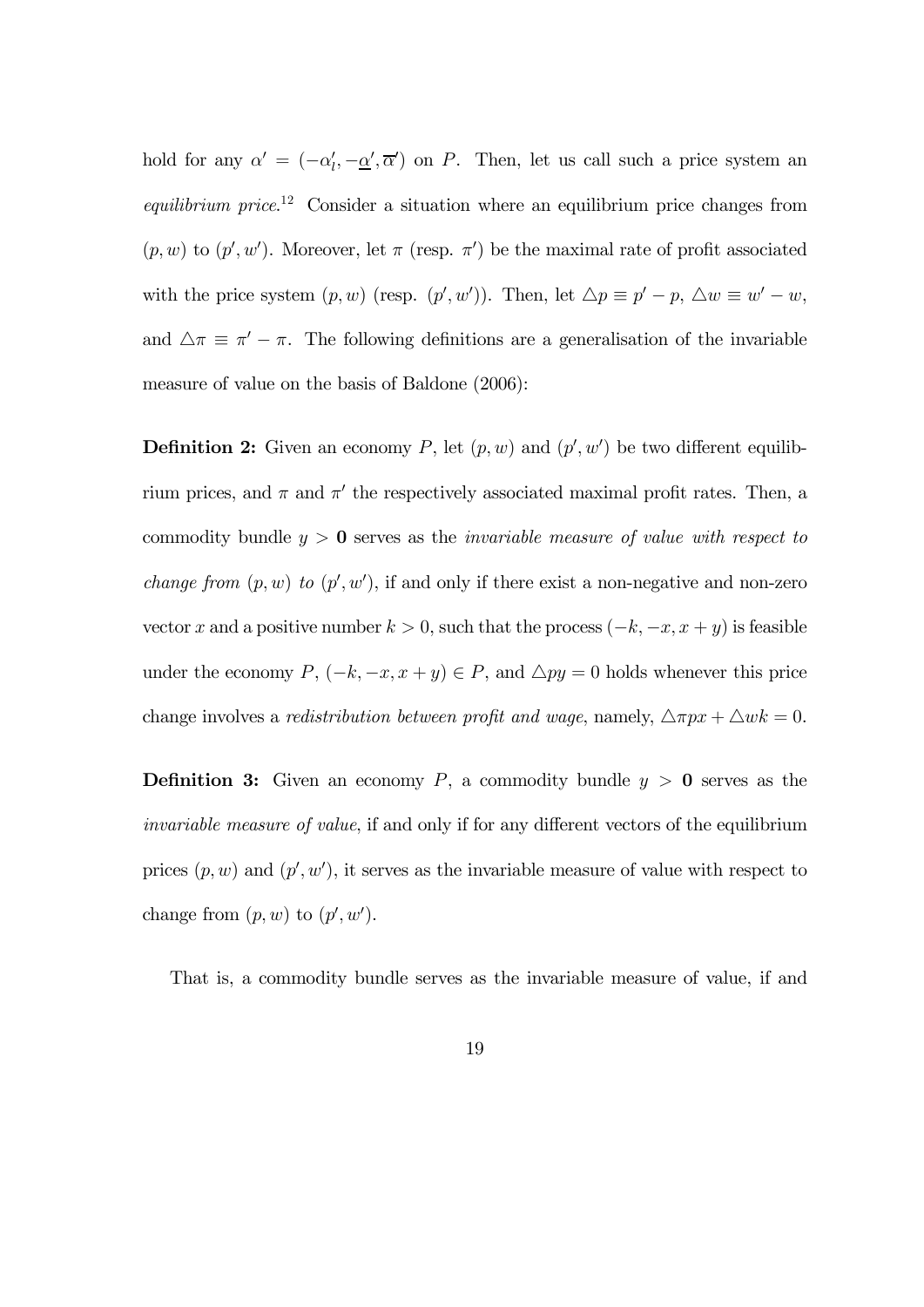hold for any $\alpha' = (-\alpha'_l, -\underline{\alpha}', \overline{\alpha}')$ on $P$. Then, let us call such a price system an *equilibrium price*.[12] Consider a situation where an equilibrium price changes from $(p, w)$ to $(p', w')$. Moreover, let $\pi$ (resp. $\pi'$) be the maximal rate of profit associated with the price system $(p, w)$ (resp. $(p', w')$). Then, let $\triangle p \equiv p' - p$, $\triangle w \equiv w' - w$, and $\triangle \pi \equiv \pi' - \pi$. The following definitions are a generalisation of the invariable measure of value on the basis of Baldone (2006):

**Definition 2:** Given an economy $P$, let $(p, w)$ and $(p', w')$ be two different equilibrium prices, and $\pi$ and $\pi'$ the respectively associated maximal profit rates. Then, a commodity bundle $y > \mathbf{0}$ serves as the *invariable measure of value with respect to change from* $(p, w)$ *to* $(p', w')$, if and only if there exist a non-negative and non-zero vector $x$ and a positive number $k > 0$, such that the process $(-k, -x, x + y)$ is feasible under the economy $P$, $(-k, -x, x + y) \in P$, and $\triangle py = 0$ holds whenever this price change involves a *redistribution between profit and wage*, namely, $\triangle \pi px + \triangle wk = 0$.

**Definition 3:** Given an economy $P$, a commodity bundle $y > \mathbf{0}$ serves as the *invariable measure of value*, if and only if for any different vectors of the equilibrium prices $(p, w)$ and $(p', w')$, it serves as the invariable measure of value with respect to change from $(p, w)$ to $(p', w')$.

That is, a commodity bundle serves as the invariable measure of value, if and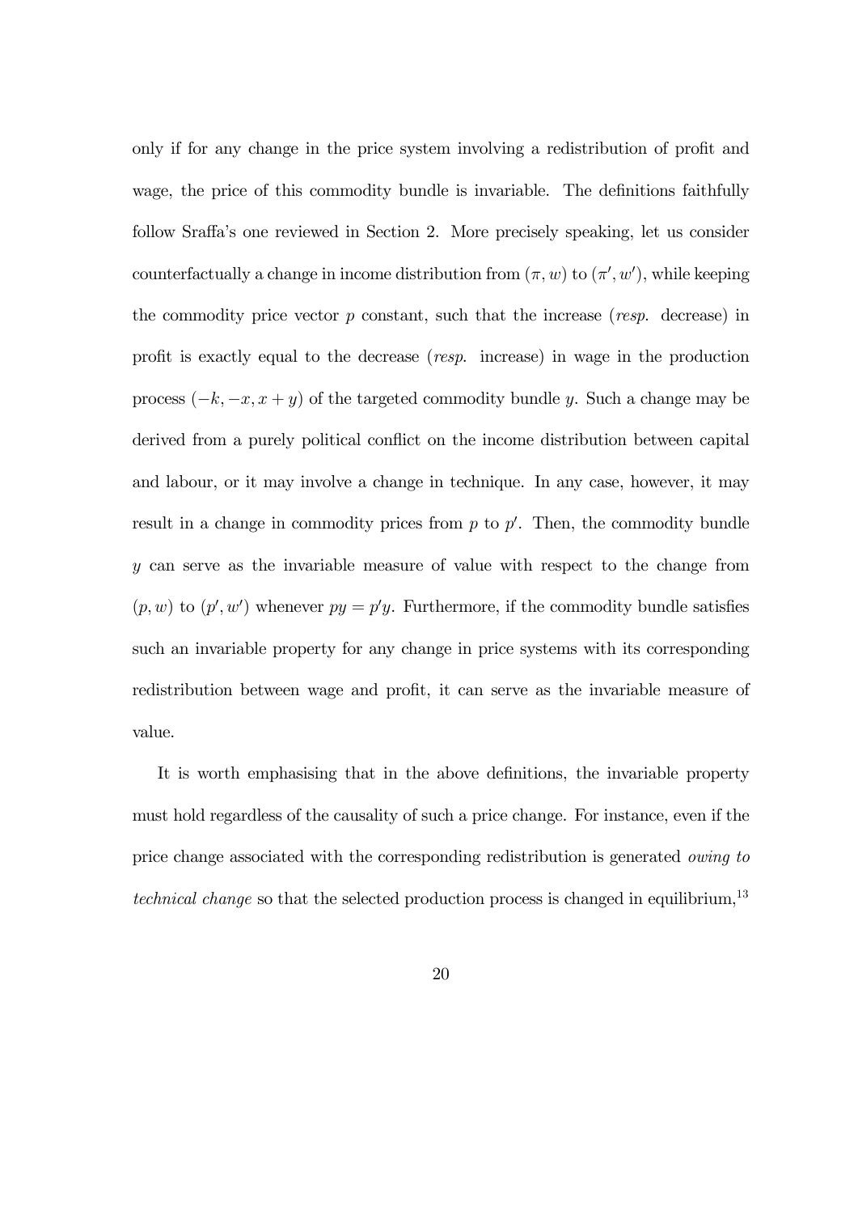only if for any change in the price system involving a redistribution of profit and wage, the price of this commodity bundle is invariable. The definitions faithfully follow Sraffa's one reviewed in Section 2. More precisely speaking, let us consider counterfactually a change in income distribution from $(\pi, w)$ to $(\pi', w')$, while keeping the commodity price vector $p$ constant, such that the increase (*resp.* decrease) in profit is exactly equal to the decrease (*resp.* increase) in wage in the production process $(-k, -x, x+y)$ of the targeted commodity bundle $y$. Such a change may be derived from a purely political conflict on the income distribution between capital and labour, or it may involve a change in technique. In any case, however, it may result in a change in commodity prices from $p$ to $p'$. Then, the commodity bundle $y$ can serve as the invariable measure of value with respect to the change from $(p, w)$ to $(p', w')$ whenever $py = p'y$. Furthermore, if the commodity bundle satisfies such an invariable property for any change in price systems with its corresponding redistribution between wage and profit, it can serve as the invariable measure of value.

It is worth emphasising that in the above definitions, the invariable property must hold regardless of the causality of such a price change. For instance, even if the price change associated with the corresponding redistribution is generated *owing to technical change* so that the selected production process is changed in equilibrium,[13]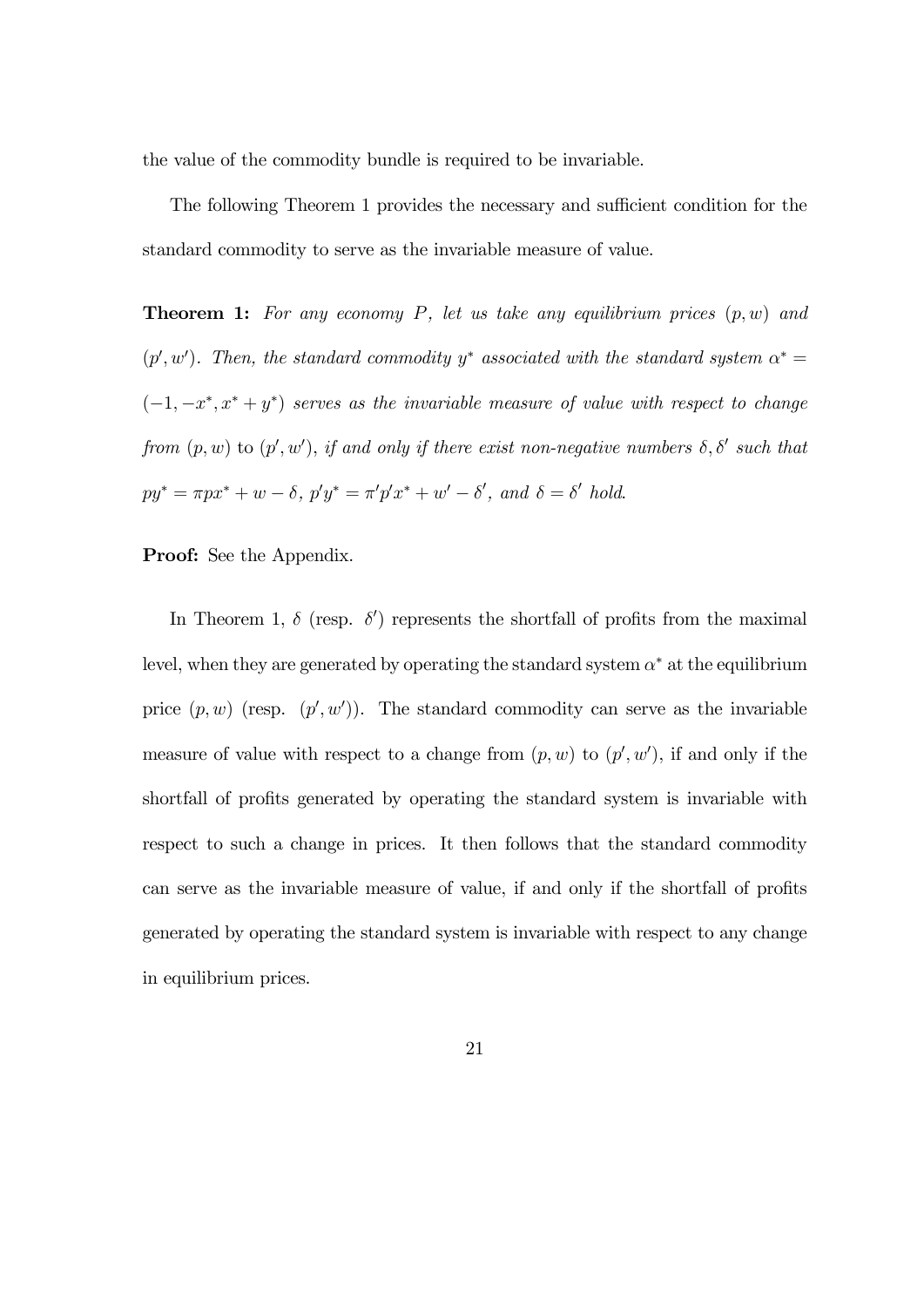the value of the commodity bundle is required to be invariable.

The following Theorem 1 provides the necessary and sufficient condition for the standard commodity to serve as the invariable measure of value.

**Theorem 1:** *For any economy $P$, let us take any equilibrium prices $(p, w)$ and $(p', w')$. Then, the standard commodity $y^*$ associated with the standard system $\alpha^* = (-1, -x^*, x^* + y^*)$ serves as the invariable measure of value with respect to change from $(p, w)$ to $(p', w')$, if and only if there exist non-negative numbers $\delta, \delta'$ such that $py^* = \pi p x^* + w - \delta$, $p'y^* = \pi' p' x^* + w' - \delta'$, and $\delta = \delta'$ hold.*

**Proof:** See the Appendix.

In Theorem 1, $\delta$ (resp. $\delta'$) represents the shortfall of profits from the maximal level, when they are generated by operating the standard system $\alpha^*$ at the equilibrium price $(p, w)$ (resp. $(p', w')$). The standard commodity can serve as the invariable measure of value with respect to a change from $(p, w)$ to $(p', w')$, if and only if the shortfall of profits generated by operating the standard system is invariable with respect to such a change in prices. It then follows that the standard commodity can serve as the invariable measure of value, if and only if the shortfall of profits generated by operating the standard system is invariable with respect to any change in equilibrium prices.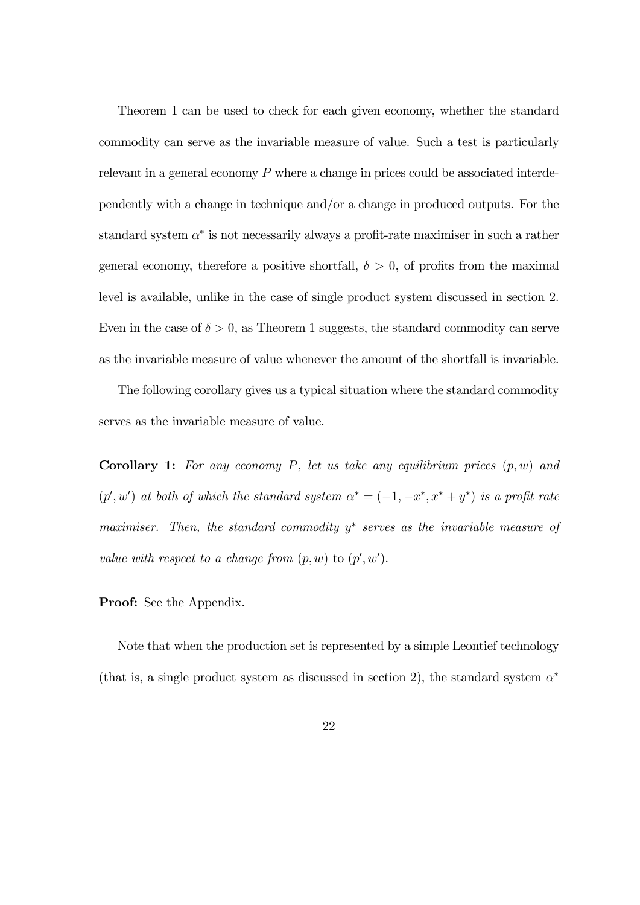Theorem 1 can be used to check for each given economy, whether the standard commodity can serve as the invariable measure of value. Such a test is particularly relevant in a general economy $P$ where a change in prices could be associated interdependently with a change in technique and/or a change in produced outputs. For the standard system $\alpha^*$ is not necessarily always a profit-rate maximiser in such a rather general economy, therefore a positive shortfall, $\delta > 0$, of profits from the maximal level is available, unlike in the case of single product system discussed in section 2. Even in the case of $\delta > 0$, as Theorem 1 suggests, the standard commodity can serve as the invariable measure of value whenever the amount of the shortfall is invariable.

The following corollary gives us a typical situation where the standard commodity serves as the invariable measure of value.

**Corollary 1:** *For any economy $P$, let us take any equilibrium prices $(p, w)$ and $(p', w')$ at both of which the standard system $\alpha^* = (-1, -x^*, x^* + y^*)$ is a profit rate maximiser. Then, the standard commodity $y^*$ serves as the invariable measure of value with respect to a change from $(p, w)$* to *$(p', w')$.*

**Proof:** See the Appendix.

Note that when the production set is represented by a simple Leontief technology (that is, a single product system as discussed in section 2), the standard system $\alpha^*$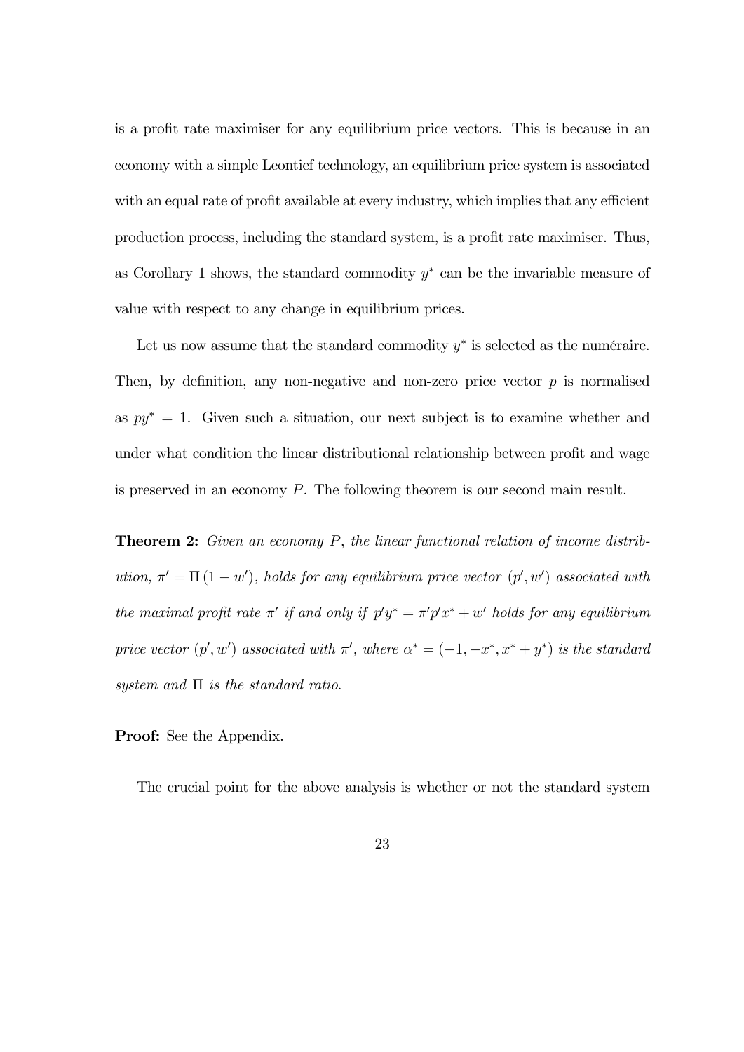is a profit rate maximiser for any equilibrium price vectors. This is because in an economy with a simple Leontief technology, an equilibrium price system is associated with an equal rate of profit available at every industry, which implies that any efficient production process, including the standard system, is a profit rate maximiser. Thus, as Corollary 1 shows, the standard commodity $y^*$ can be the invariable measure of value with respect to any change in equilibrium prices.

Let us now assume that the standard commodity $y^*$ is selected as the numéraire. Then, by definition, any non-negative and non-zero price vector $p$ is normalised as $py^* = 1$. Given such a situation, our next subject is to examine whether and under what condition the linear distributional relationship between profit and wage is preserved in an economy $P$. The following theorem is our second main result.

**Theorem 2:** *Given an economy $P$, the linear functional relation of income distribution, $\pi' = \Pi(1 - w')$, holds for any equilibrium price vector $(p', w')$ associated with the maximal profit rate $\pi'$ if and only if $p'y^* = \pi' p' x^* + w'$ holds for any equilibrium price vector $(p', w')$ associated with $\pi'$, where $\alpha^* = (-1, -x^*, x^* + y^*)$ is the standard system and $\Pi$ is the standard ratio.*

**Proof:** See the Appendix.

The crucial point for the above analysis is whether or not the standard system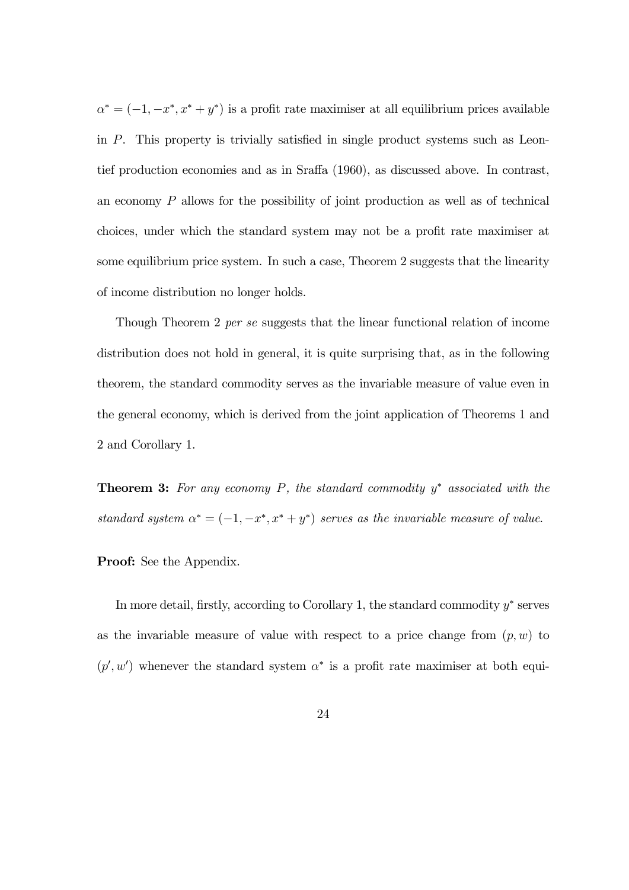$\alpha^* = (-1, -x^*, x^* + y^*)$ is a profit rate maximiser at all equilibrium prices available in $P$. This property is trivially satisfied in single product systems such as Leontief production economies and as in Sraffa (1960), as discussed above. In contrast, an economy $P$ allows for the possibility of joint production as well as of technical choices, under which the standard system may not be a profit rate maximiser at some equilibrium price system. In such a case, Theorem 2 suggests that the linearity of income distribution no longer holds.

Though Theorem 2 *per se* suggests that the linear functional relation of income distribution does not hold in general, it is quite surprising that, as in the following theorem, the standard commodity serves as the invariable measure of value even in the general economy, which is derived from the joint application of Theorems 1 and 2 and Corollary 1.

**Theorem 3:** *For any economy $P$, the standard commodity $y^*$ associated with the standard system $\alpha^* = (-1, -x^*, x^* + y^*)$ serves as the invariable measure of value.*

**Proof:** See the Appendix.

In more detail, firstly, according to Corollary 1, the standard commodity $y^*$ serves as the invariable measure of value with respect to a price change from $(p, w)$ to $(p', w')$ whenever the standard system $\alpha^*$ is a profit rate maximiser at both equi-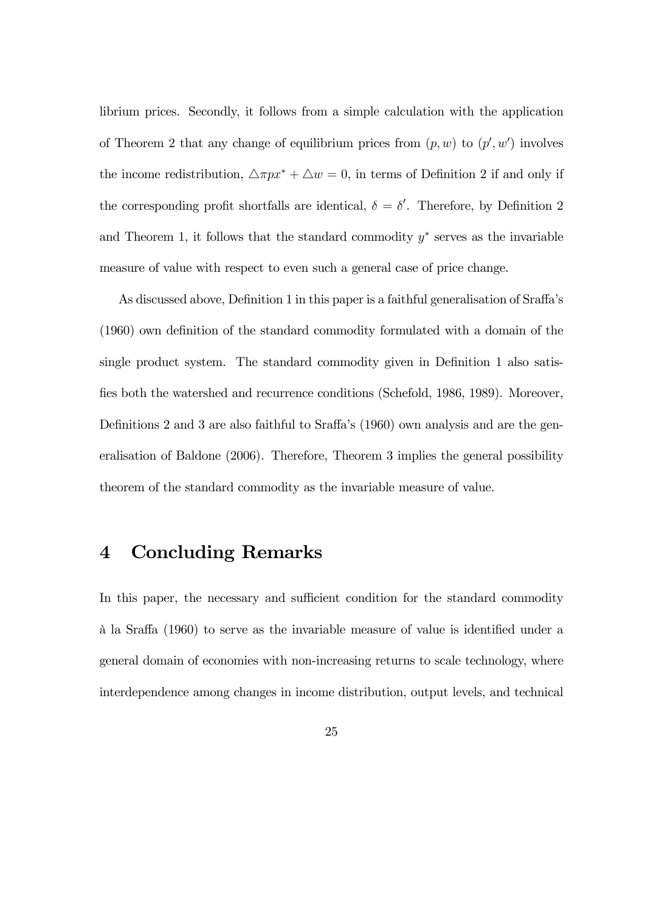librium prices. Secondly, it follows from a simple calculation with the application of Theorem 2 that any change of equilibrium prices from $(p, w)$ to $(p', w')$ involves the income redistribution, $\triangle\pi px^* + \triangle w = 0$, in terms of Definition 2 if and only if the corresponding profit shortfalls are identical, $\delta = \delta'$. Therefore, by Definition 2 and Theorem 1, it follows that the standard commodity $y^*$ serves as the invariable measure of value with respect to even such a general case of price change.

As discussed above, Definition 1 in this paper is a faithful generalisation of Sraffa's (1960) own definition of the standard commodity formulated with a domain of the single product system. The standard commodity given in Definition 1 also satisfies both the watershed and recurrence conditions (Schefold, 1986, 1989). Moreover, Definitions 2 and 3 are also faithful to Sraffa's (1960) own analysis and are the generalisation of Baldone (2006). Therefore, Theorem 3 implies the general possibility theorem of the standard commodity as the invariable measure of value.

# 4 Concluding Remarks

In this paper, the necessary and sufficient condition for the standard commodity à la Sraffa (1960) to serve as the invariable measure of value is identified under a general domain of economies with non-increasing returns to scale technology, where interdependence among changes in income distribution, output levels, and technical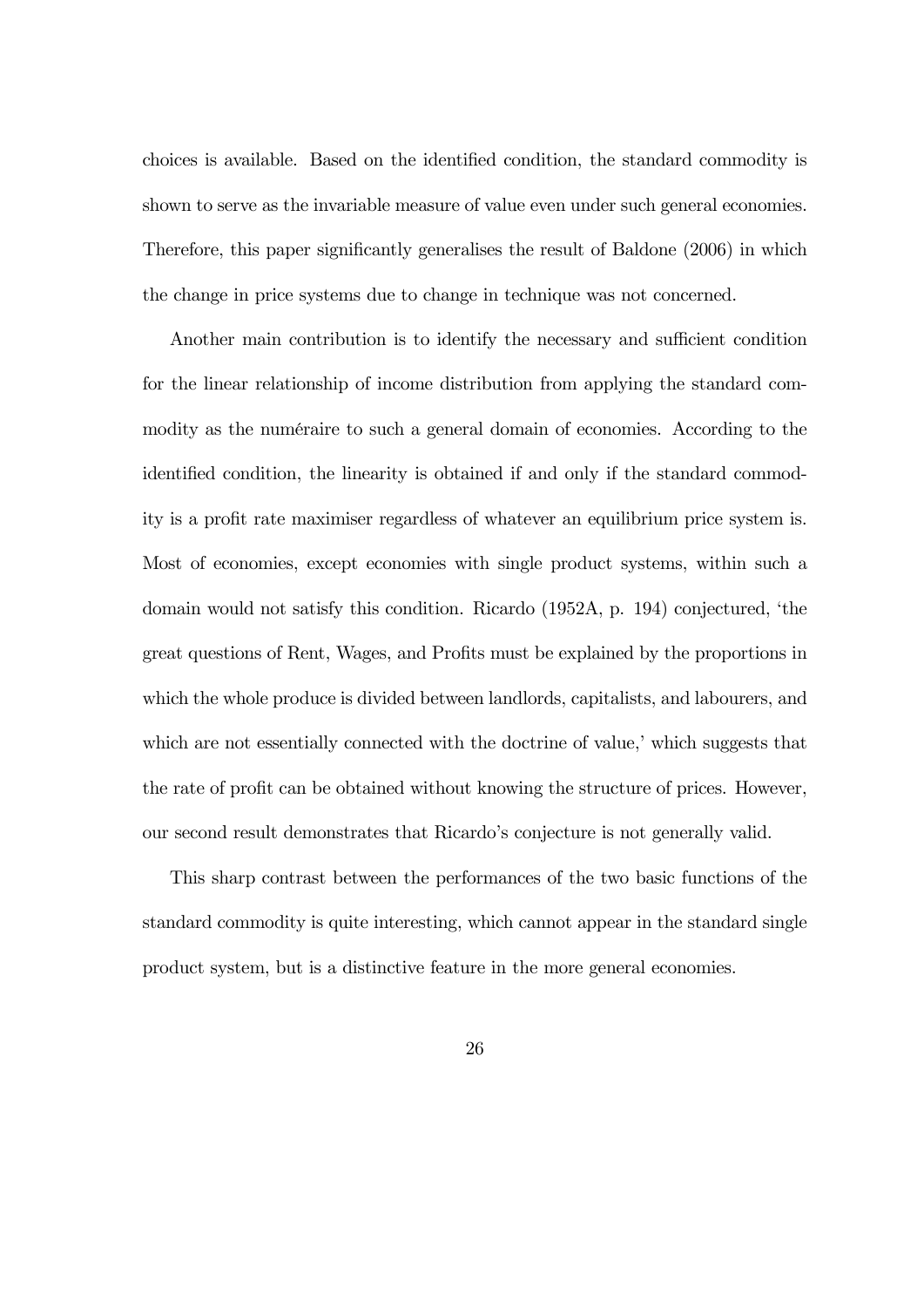choices is available. Based on the identified condition, the standard commodity is shown to serve as the invariable measure of value even under such general economies. Therefore, this paper significantly generalises the result of Baldone (2006) in which the change in price systems due to change in technique was not concerned.

Another main contribution is to identify the necessary and sufficient condition for the linear relationship of income distribution from applying the standard commodity as the numéraire to such a general domain of economies. According to the identified condition, the linearity is obtained if and only if the standard commodity is a profit rate maximiser regardless of whatever an equilibrium price system is. Most of economies, except economies with single product systems, within such a domain would not satisfy this condition. Ricardo (1952A, p. 194) conjectured, 'the great questions of Rent, Wages, and Profits must be explained by the proportions in which the whole produce is divided between landlords, capitalists, and labourers, and which are not essentially connected with the doctrine of value,' which suggests that the rate of profit can be obtained without knowing the structure of prices. However, our second result demonstrates that Ricardo's conjecture is not generally valid.

This sharp contrast between the performances of the two basic functions of the standard commodity is quite interesting, which cannot appear in the standard single product system, but is a distinctive feature in the more general economies.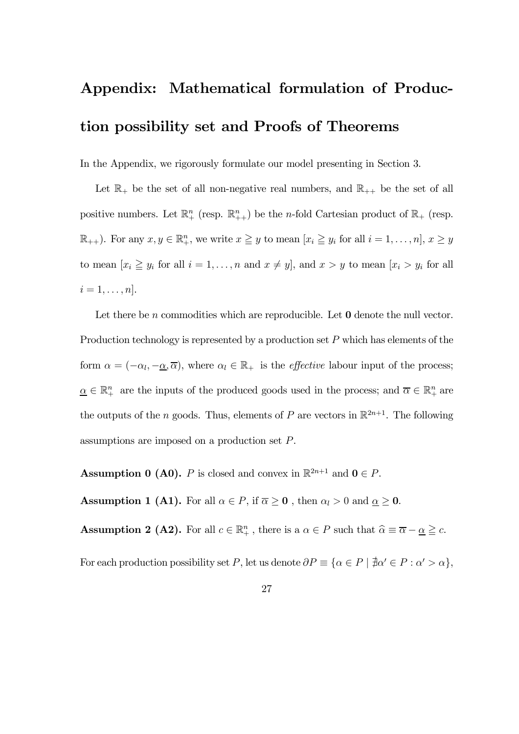# Appendix: Mathematical formulation of Production possibility set and Proofs of Theorems

In the Appendix, we rigorously formulate our model presenting in Section 3.

Let $\mathbb{R}_+$ be the set of all non-negative real numbers, and $\mathbb{R}_{++}$ be the set of all positive numbers. Let $\mathbb{R}^n_+$ (resp. $\mathbb{R}^n_{++}$) be the $n$-fold Cartesian product of $\mathbb{R}_+$ (resp. $\mathbb{R}_{++}$). For any $x, y \in \mathbb{R}^n_+$, we write $x \geqq y$ to mean $[x_i \geqq y_i$ for all $i = 1, \ldots, n]$, $x \geq y$ to mean $[x_i \geqq y_i$ for all $i = 1, \ldots, n$ and $x \neq y]$, and $x > y$ to mean $[x_i > y_i$ for all $i = 1, \ldots, n]$.

Let there be $n$ commodities which are reproducible. Let $\mathbf{0}$ denote the null vector. Production technology is represented by a production set $P$ which has elements of the form $\alpha = (-\alpha_l, -\underline{\alpha}, \overline{\alpha})$, where $\alpha_l \in \mathbb{R}_+$ is the *effective* labour input of the process; $\underline{\alpha} \in \mathbb{R}^n_+$ are the inputs of the produced goods used in the process; and $\overline{\alpha} \in \mathbb{R}^n_+$ are the outputs of the $n$ goods. Thus, elements of $P$ are vectors in $\mathbb{R}^{2n+1}$. The following assumptions are imposed on a production set $P$.

**Assumption 0 (A0).** $P$ is closed and convex in $\mathbb{R}^{2n+1}$ and $\mathbf{0} \in P$.

**Assumption 1 (A1).** For all $\alpha \in P$, if $\overline{\alpha} \geq \mathbf{0}$ , then $\alpha_l > 0$ and $\underline{\alpha} \geq \mathbf{0}$.

**Assumption 2 (A2).** For all $c \in \mathbb{R}^n_+$ , there is a $\alpha \in P$ such that $\widehat{\alpha} \equiv \overline{\alpha} - \underline{\alpha} \geqq c$.

For each production possibility set $P$, let us denote $\partial P \equiv \{\alpha \in P \mid \nexists \alpha' \in P : \alpha' > \alpha\}$,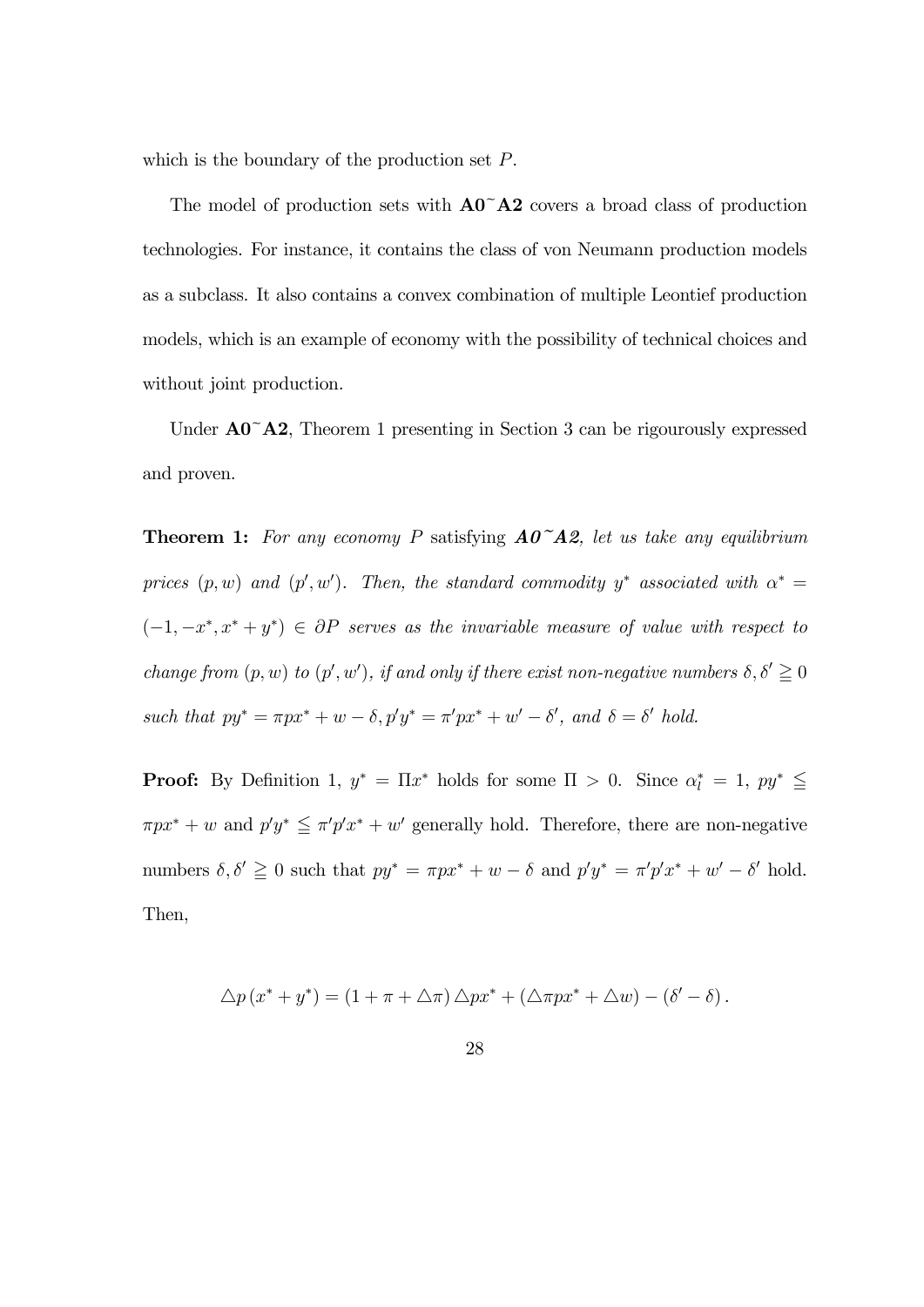which is the boundary of the production set $P$.

The model of production sets with **A0~A2** covers a broad class of production technologies. For instance, it contains the class of von Neumann production models as a subclass. It also contains a convex combination of multiple Leontief production models, which is an example of economy with the possibility of technical choices and without joint production.

Under **A0~A2**, Theorem 1 presenting in Section 3 can be rigourously expressed and proven.

**Theorem 1:** *For any economy $P$* satisfying ***A0~A2****, let us take any equilibrium prices $(p, w)$ and $(p', w')$. Then, the standard commodity $y^*$ associated with $\alpha^* = (-1, -x^*, x^* + y^*) \in \partial P$ serves as the invariable measure of value with respect to change from $(p, w)$ to $(p', w')$, if and only if there exist non-negative numbers $\delta, \delta' \geqq 0$ such that $py^* = \pi px^* + w - \delta, p'y^* = \pi' px^* + w' - \delta'$, and $\delta = \delta'$ hold.*

**Proof:** By Definition 1, $y^* = \Pi x^*$ holds for some $\Pi > 0$. Since $\alpha_l^* = 1$, $py^* \leqq \pi px^* + w$ and $p'y^* \leqq \pi' p' x^* + w'$ generally hold. Therefore, there are non-negative numbers $\delta, \delta' \geqq 0$ such that $py^* = \pi px^* + w - \delta$ and $p'y^* = \pi' p' x^* + w' - \delta'$ hold. Then,

$$\triangle p \left( x^* + y^* \right) = \left( 1 + \pi + \triangle \pi \right) \triangle p x^* + \left( \triangle \pi p x^* + \triangle w \right) - \left( \delta' - \delta \right).$$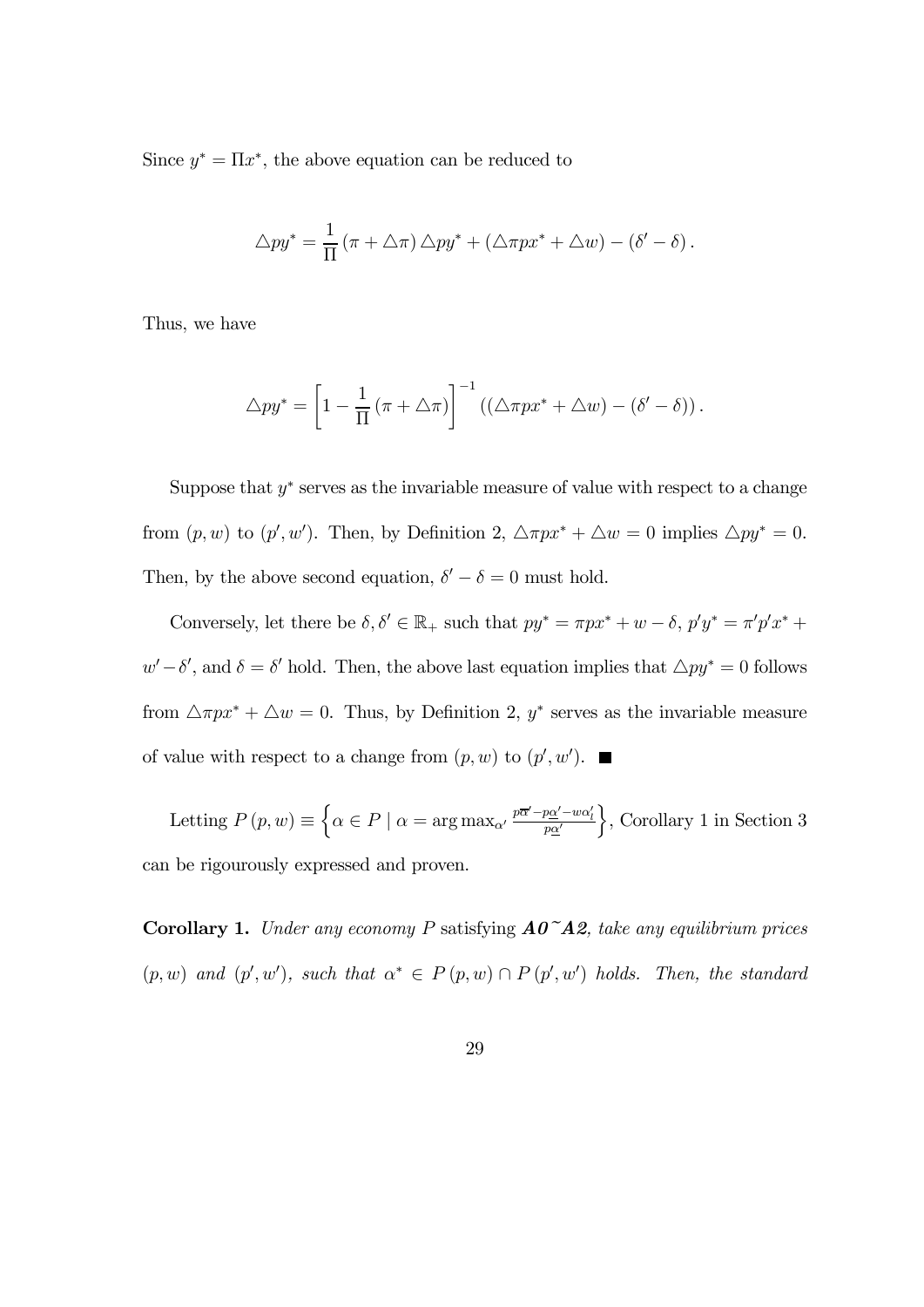Since $y^* = \Pi x^*$, the above equation can be reduced to

$$\triangle p y^* = \frac{1}{\Pi}(\pi + \triangle\pi)\triangle p y^* + (\triangle\pi p x^* + \triangle w) - (\delta' - \delta).$$

Thus, we have

$$\triangle p y^* = \left[1 - \frac{1}{\Pi}(\pi + \triangle\pi)\right]^{-1}((\triangle\pi p x^* + \triangle w) - (\delta' - \delta)).$$

Suppose that $y^*$ serves as the invariable measure of value with respect to a change from $(p, w)$ to $(p', w')$. Then, by Definition 2, $\triangle\pi p x^* + \triangle w = 0$ implies $\triangle p y^* = 0$. Then, by the above second equation, $\delta' - \delta = 0$ must hold.

Conversely, let there be $\delta, \delta' \in \mathbb{R}_+$ such that $py^* = \pi p x^* + w - \delta$, $p'y^* = \pi' p' x^* + w' - \delta'$, and $\delta = \delta'$ hold. Then, the above last equation implies that $\triangle p y^* = 0$ follows from $\triangle\pi p x^* + \triangle w = 0$. Thus, by Definition 2, $y^*$ serves as the invariable measure of value with respect to a change from $(p, w)$ to $(p', w')$. ■

Letting $P(p, w) \equiv \left\{\alpha \in P \mid \alpha = \arg\max_{\alpha'} \frac{p\overline{\alpha}' - p\underline{\alpha}' - w\alpha'_l}{p\underline{\alpha}'}\right\}$, Corollary 1 in Section 3 can be rigourously expressed and proven.

**Corollary 1.** *Under any economy $P$* satisfying ***A0~A2****, take any equilibrium prices $(p, w)$ and $(p', w')$, such that $\alpha^* \in P(p, w) \cap P(p', w')$ holds. Then, the standard*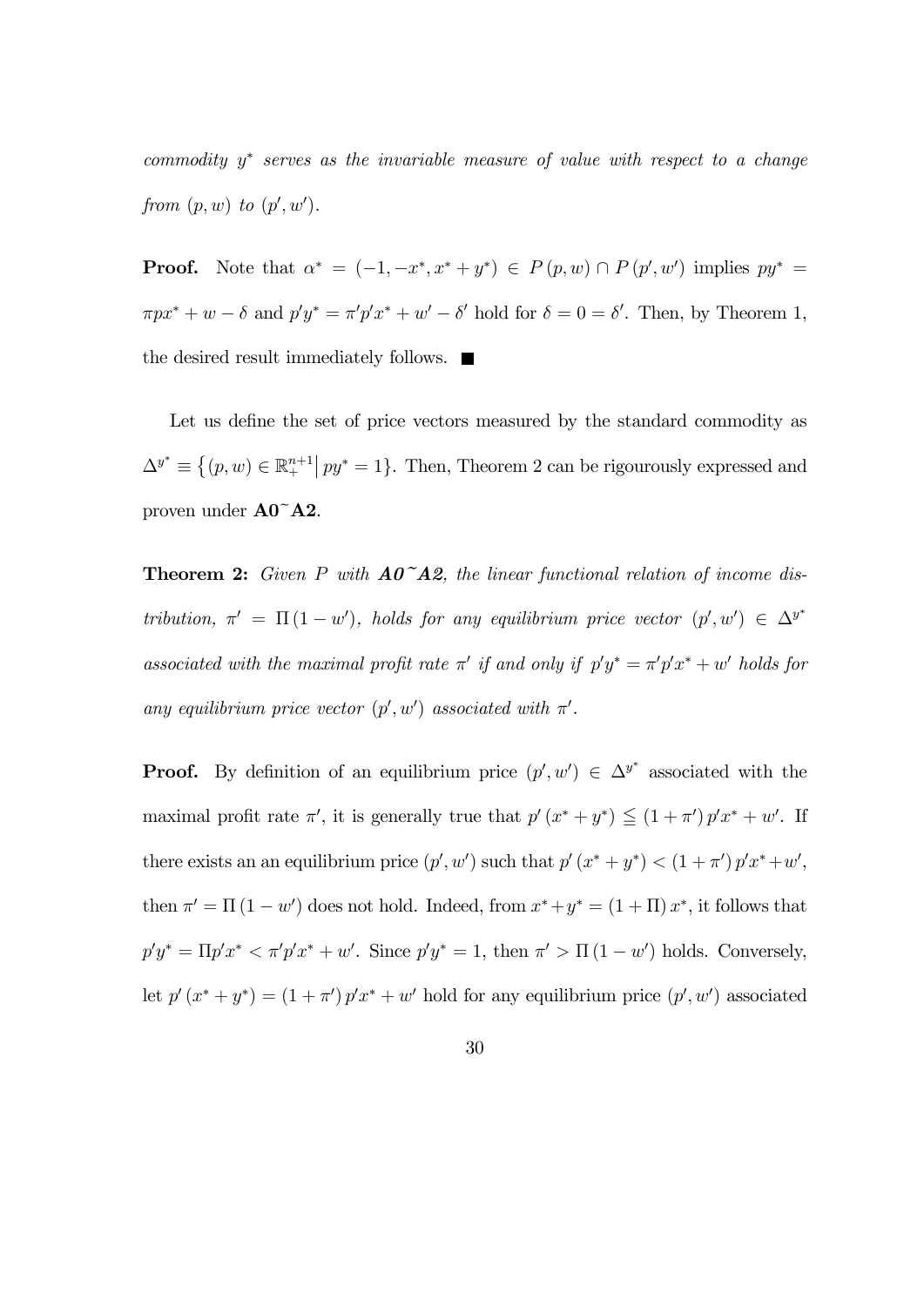*commodity $y^*$ serves as the invariable measure of value with respect to a change from $(p, w)$ to $(p', w')$.*

**Proof.** Note that $\alpha^* = (-1, -x^*, x^* + y^*) \in P(p, w) \cap P(p', w')$ implies $py^* = \pi p x^* + w - \delta$ and $p' y^* = \pi' p' x^* + w' - \delta'$ hold for $\delta = 0 = \delta'$. Then, by Theorem 1, the desired result immediately follows. ■

Let us define the set of price vectors measured by the standard commodity as $\Delta^{y^*} \equiv \left\{ (p, w) \in \mathbb{R}_+^{n+1} \middle| \, py^* = 1 \right\}$. Then, Theorem 2 can be rigourously expressed and proven under **A0~A2**.

**Theorem 2:** *Given $P$ with **A0~A2**, the linear functional relation of income distribution, $\pi' = \Pi(1 - w')$, holds for any equilibrium price vector $(p', w') \in \Delta^{y^*}$ associated with the maximal profit rate $\pi'$ if and only if $p' y^* = \pi' p' x^* + w'$ holds for any equilibrium price vector $(p', w')$ associated with $\pi'$.*

**Proof.** By definition of an equilibrium price $(p', w') \in \Delta^{y^*}$ associated with the maximal profit rate $\pi'$, it is generally true that $p'(x^* + y^*) \leqq (1 + \pi') p' x^* + w'$. If there exists an an equilibrium price $(p', w')$ such that $p'(x^* + y^*) < (1 + \pi') p' x^* + w'$, then $\pi' = \Pi(1 - w')$ does not hold. Indeed, from $x^* + y^* = (1 + \Pi) x^*$, it follows that $p' y^* = \Pi p' x^* < \pi' p' x^* + w'$. Since $p' y^* = 1$, then $\pi' > \Pi(1 - w')$ holds. Conversely, let $p'(x^* + y^*) = (1 + \pi') p' x^* + w'$ hold for any equilibrium price $(p', w')$ associated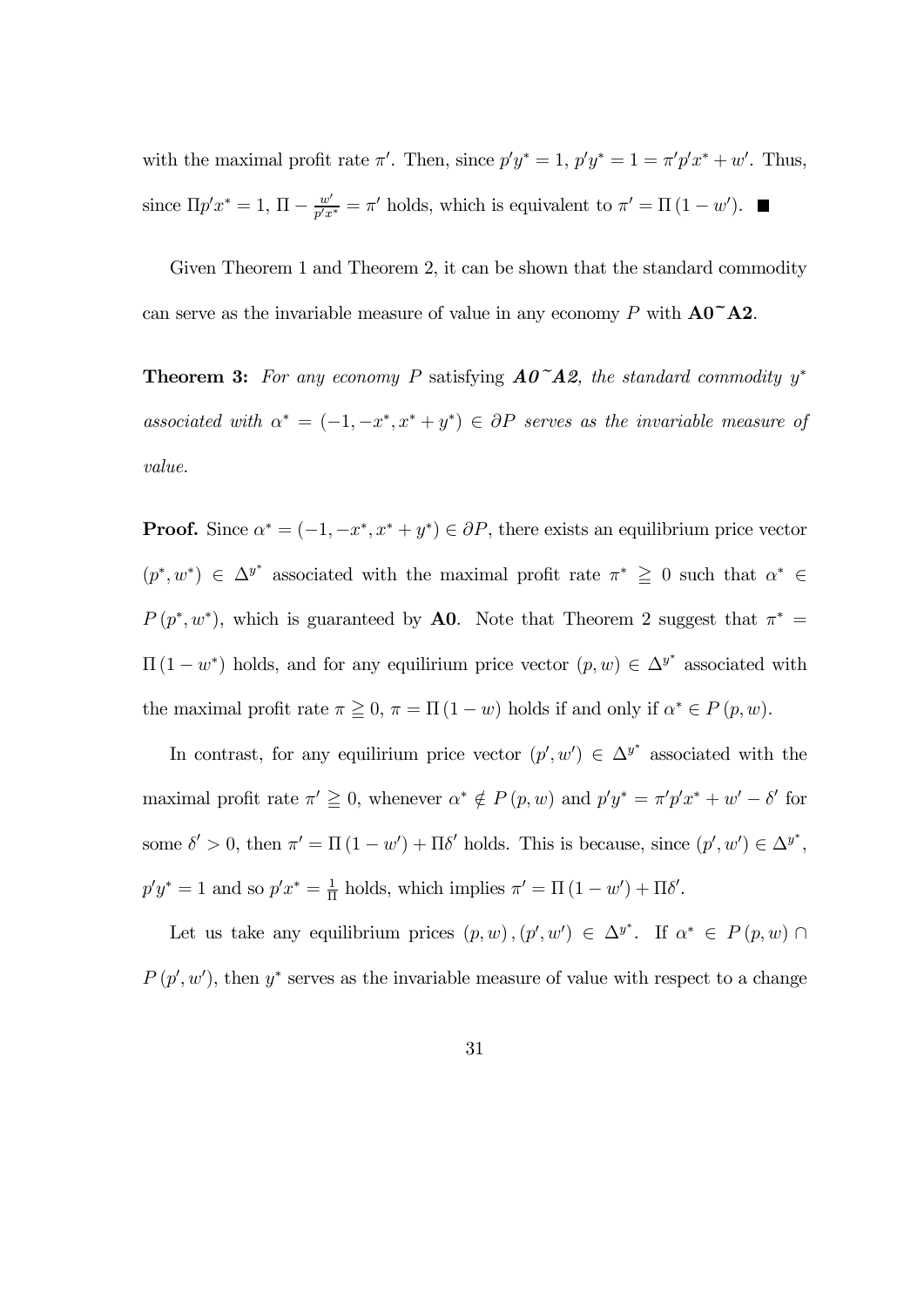with the maximal profit rate $\pi'$. Then, since $p'y^* = 1$, $p'y^* = 1 = \pi' p' x^* + w'$. Thus, since $\Pi p' x^* = 1$, $\Pi - \frac{w'}{p'x^*} = \pi'$ holds, which is equivalent to $\pi' = \Pi(1 - w')$. ■

Given Theorem 1 and Theorem 2, it can be shown that the standard commodity can serve as the invariable measure of value in any economy $P$ with **A0~A2**.

**Theorem 3:** *For any economy $P$ satisfying **A0~A2**, the standard commodity $y^*$ associated with $\alpha^* = (-1, -x^*, x^* + y^*) \in \partial P$ serves as the invariable measure of value.*

**Proof.** Since $\alpha^* = (-1, -x^*, x^* + y^*) \in \partial P$, there exists an equilibrium price vector $(p^*, w^*) \in \Delta^{y^*}$ associated with the maximal profit rate $\pi^* \geqq 0$ such that $\alpha^* \in P(p^*, w^*)$, which is guaranteed by **A0**. Note that Theorem 2 suggest that $\pi^* = \Pi(1 - w^*)$ holds, and for any equilirium price vector $(p, w) \in \Delta^{y^*}$ associated with the maximal profit rate $\pi \geqq 0$, $\pi = \Pi(1 - w)$ holds if and only if $\alpha^* \in P(p, w)$.

In contrast, for any equilirium price vector $(p', w') \in \Delta^{y^*}$ associated with the maximal profit rate $\pi' \geqq 0$, whenever $\alpha^* \notin P(p, w)$ and $p'y^* = \pi' p' x^* + w' - \delta'$ for some $\delta' > 0$, then $\pi' = \Pi(1 - w') + \Pi \delta'$ holds. This is because, since $(p', w') \in \Delta^{y^*}$, $p'y^* = 1$ and so $p'x^* = \frac{1}{\Pi}$ holds, which implies $\pi' = \Pi(1 - w') + \Pi \delta'$.

Let us take any equilibrium prices $(p, w), (p', w') \in \Delta^{y^*}$. If $\alpha^* \in P(p, w) \cap P(p', w')$, then $y^*$ serves as the invariable measure of value with respect to a change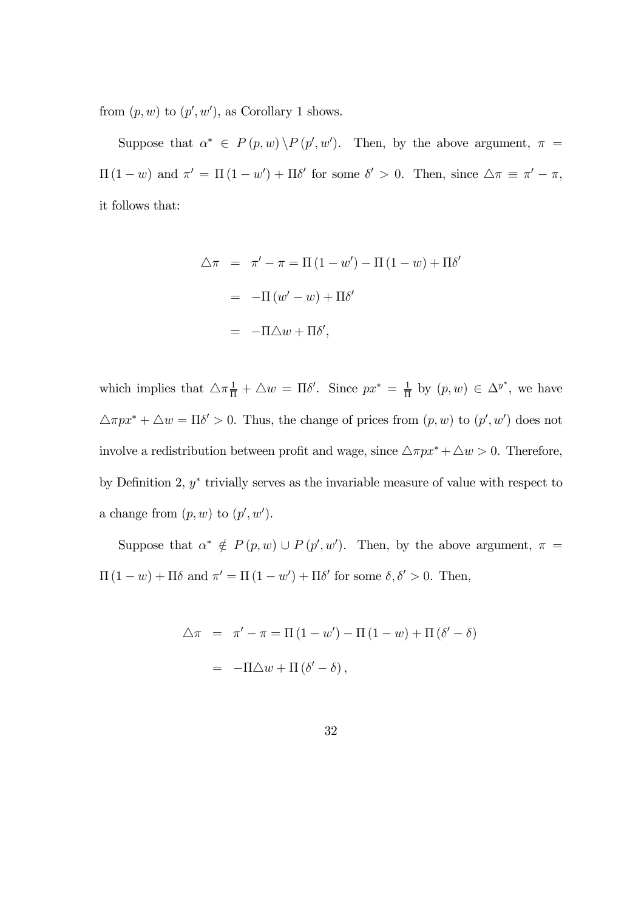from $(p, w)$ to $(p', w')$, as Corollary 1 shows.

Suppose that $\alpha^* \in P(p, w) \setminus P(p', w')$. Then, by the above argument, $\pi = \Pi(1-w)$ and $\pi' = \Pi(1-w') + \Pi\delta'$ for some $\delta' > 0$. Then, since $\triangle\pi \equiv \pi' - \pi$, it follows that:

$$
\begin{aligned}
\triangle\pi &= \pi' - \pi = \Pi(1-w') - \Pi(1-w) + \Pi\delta' \\
&= -\Pi(w' - w) + \Pi\delta' \\
&= -\Pi\triangle w + \Pi\delta',
\end{aligned}
$$

which implies that $\triangle\pi\frac{1}{\Pi} + \triangle w = \Pi\delta'$. Since $px^* = \frac{1}{\Pi}$ by $(p, w) \in \Delta^{y^*}$, we have $\triangle\pi px^* + \triangle w = \Pi\delta' > 0$. Thus, the change of prices from $(p, w)$ to $(p', w')$ does not involve a redistribution between profit and wage, since $\triangle\pi px^* + \triangle w > 0$. Therefore, by Definition 2, $y^*$ trivially serves as the invariable measure of value with respect to a change from $(p, w)$ to $(p', w')$.

Suppose that $\alpha^* \notin P(p, w) \cup P(p', w')$. Then, by the above argument, $\pi = \Pi(1-w) + \Pi\delta$ and $\pi' = \Pi(1-w') + \Pi\delta'$ for some $\delta, \delta' > 0$. Then,

$$
\begin{aligned}
\triangle\pi &= \pi' - \pi = \Pi(1-w') - \Pi(1-w) + \Pi(\delta' - \delta) \\
&= -\Pi\triangle w + \Pi(\delta' - \delta),
\end{aligned}
$$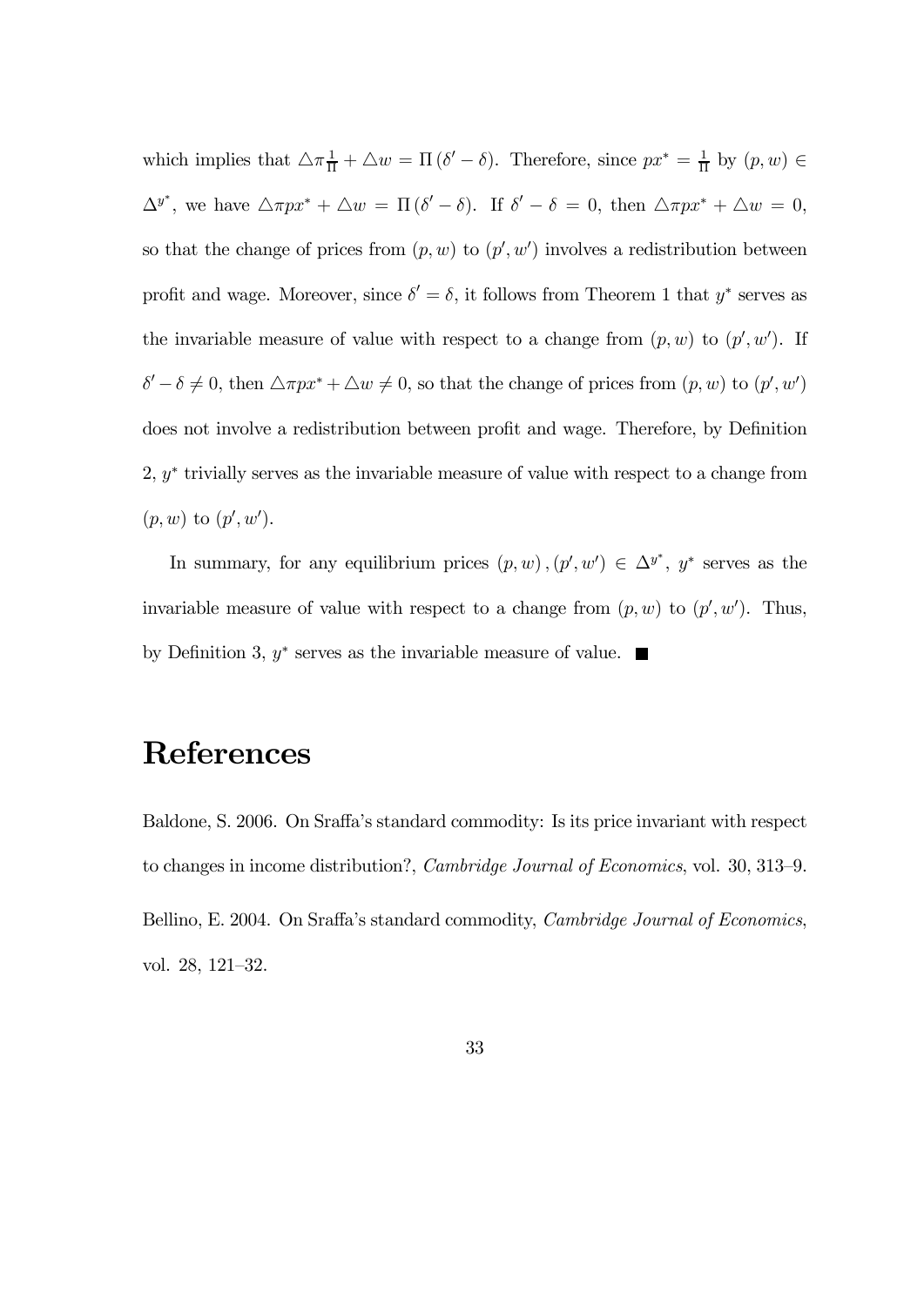which implies that $\triangle\pi\frac{1}{\Pi} + \triangle w = \Pi(\delta' - \delta)$. Therefore, since $px^* = \frac{1}{\Pi}$ by $(p, w) \in \Delta^{y^*}$, we have $\triangle\pi px^* + \triangle w = \Pi(\delta' - \delta)$. If $\delta' - \delta = 0$, then $\triangle\pi px^* + \triangle w = 0$, so that the change of prices from $(p, w)$ to $(p', w')$ involves a redistribution between profit and wage. Moreover, since $\delta' = \delta$, it follows from Theorem 1 that $y^*$ serves as the invariable measure of value with respect to a change from $(p, w)$ to $(p', w')$. If $\delta' - \delta \neq 0$, then $\triangle\pi px^* + \triangle w \neq 0$, so that the change of prices from $(p, w)$ to $(p', w')$ does not involve a redistribution between profit and wage. Therefore, by Definition 2, $y^*$ trivially serves as the invariable measure of value with respect to a change from $(p, w)$ to $(p', w')$.

In summary, for any equilibrium prices $(p, w), (p', w') \in \Delta^{y^*}$, $y^*$ serves as the invariable measure of value with respect to a change from $(p, w)$ to $(p', w')$. Thus, by Definition 3, $y^*$ serves as the invariable measure of value. ■

# References

Baldone, S. 2006. On Sraffa's standard commodity: Is its price invariant with respect to changes in income distribution?, *Cambridge Journal of Economics*, vol. 30, 313–9.

Bellino, E. 2004. On Sraffa's standard commodity, *Cambridge Journal of Economics*, vol. 28, 121–32.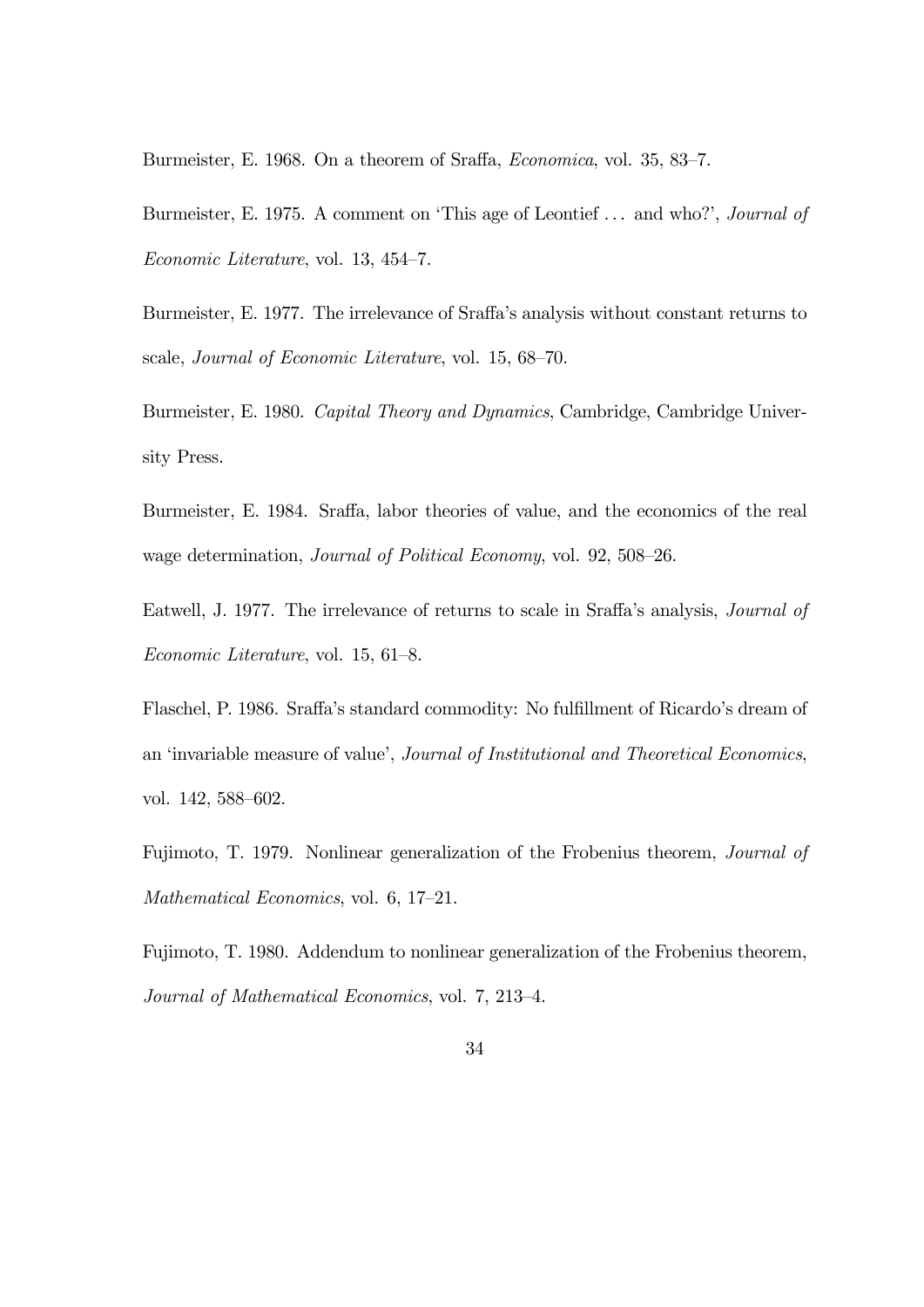Burmeister, E. 1968. On a theorem of Sraffa, *Economica*, vol. 35, 83–7.

Burmeister, E. 1975. A comment on 'This age of Leontief ... and who?', *Journal of Economic Literature*, vol. 13, 454–7.

Burmeister, E. 1977. The irrelevance of Sraffa's analysis without constant returns to scale, *Journal of Economic Literature*, vol. 15, 68–70.

Burmeister, E. 1980. *Capital Theory and Dynamics*, Cambridge, Cambridge University Press.

Burmeister, E. 1984. Sraffa, labor theories of value, and the economics of the real wage determination, *Journal of Political Economy*, vol. 92, 508–26.

Eatwell, J. 1977. The irrelevance of returns to scale in Sraffa's analysis, *Journal of Economic Literature*, vol. 15, 61–8.

Flaschel, P. 1986. Sraffa's standard commodity: No fulfillment of Ricardo's dream of an 'invariable measure of value', *Journal of Institutional and Theoretical Economics*, vol. 142, 588–602.

Fujimoto, T. 1979. Nonlinear generalization of the Frobenius theorem, *Journal of Mathematical Economics*, vol. 6, 17–21.

Fujimoto, T. 1980. Addendum to nonlinear generalization of the Frobenius theorem, *Journal of Mathematical Economics*, vol. 7, 213–4.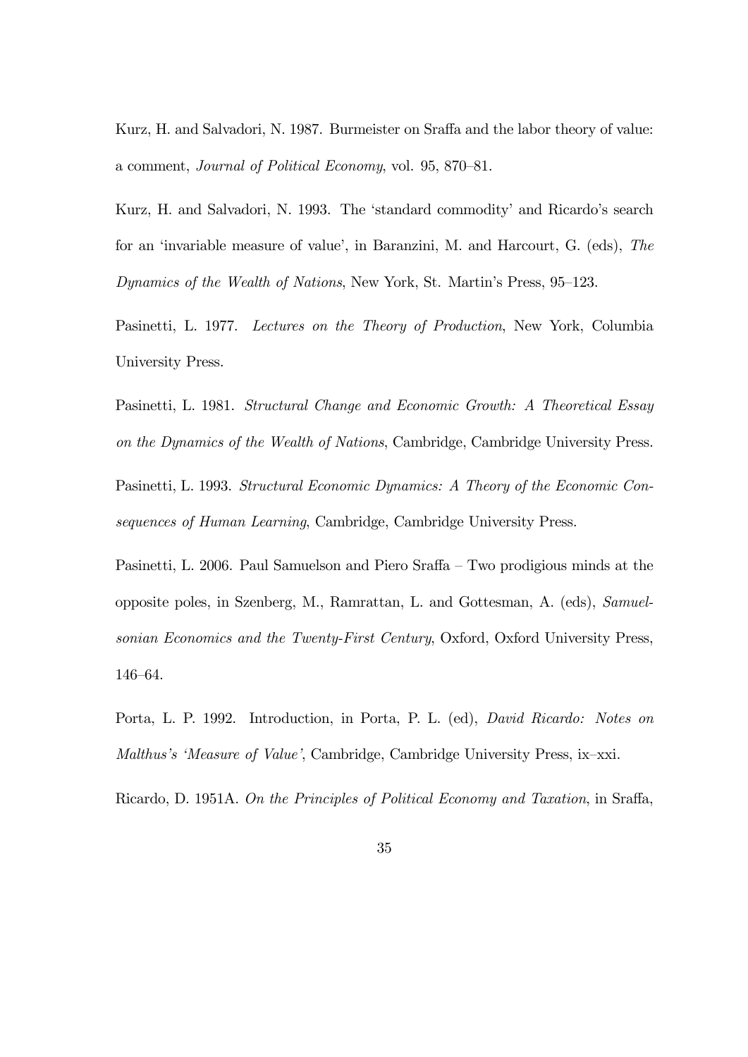Kurz, H. and Salvadori, N. 1987. Burmeister on Sraffa and the labor theory of value: a comment, *Journal of Political Economy*, vol. 95, 870–81.

Kurz, H. and Salvadori, N. 1993. The 'standard commodity' and Ricardo's search for an 'invariable measure of value', in Baranzini, M. and Harcourt, G. (eds), *The Dynamics of the Wealth of Nations*, New York, St. Martin's Press, 95–123.

Pasinetti, L. 1977. *Lectures on the Theory of Production*, New York, Columbia University Press.

Pasinetti, L. 1981. *Structural Change and Economic Growth: A Theoretical Essay on the Dynamics of the Wealth of Nations*, Cambridge, Cambridge University Press.

Pasinetti, L. 1993. *Structural Economic Dynamics: A Theory of the Economic Consequences of Human Learning*, Cambridge, Cambridge University Press.

Pasinetti, L. 2006. Paul Samuelson and Piero Sraffa – Two prodigious minds at the opposite poles, in Szenberg, M., Ramrattan, L. and Gottesman, A. (eds), *Samuelsonian Economics and the Twenty-First Century*, Oxford, Oxford University Press, 146–64.

Porta, L. P. 1992. Introduction, in Porta, P. L. (ed), *David Ricardo: Notes on Malthus's 'Measure of Value'*, Cambridge, Cambridge University Press, ix–xxi.

Ricardo, D. 1951A. *On the Principles of Political Economy and Taxation*, in Sraffa,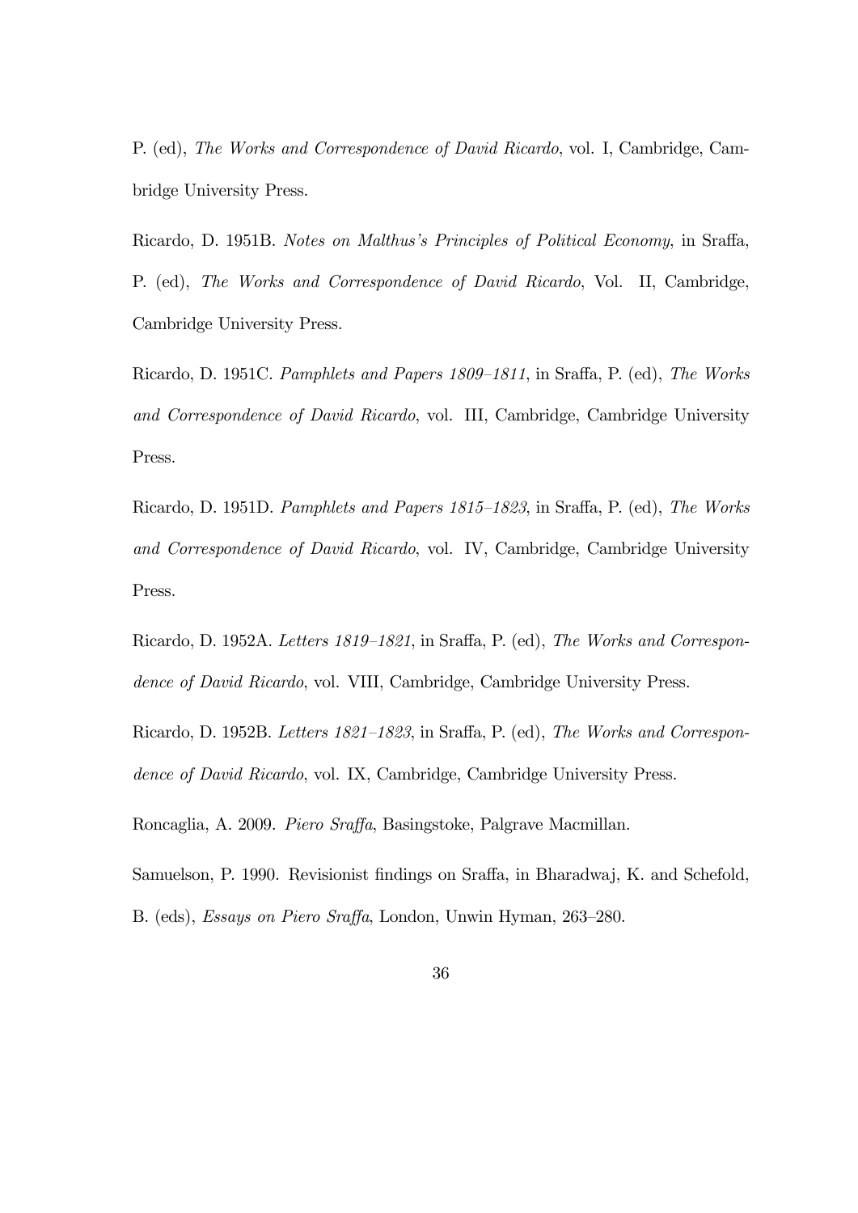P. (ed), *The Works and Correspondence of David Ricardo*, vol. I, Cambridge, Cambridge University Press.

Ricardo, D. 1951B. *Notes on Malthus's Principles of Political Economy*, in Sraffa, P. (ed), *The Works and Correspondence of David Ricardo*, Vol. II, Cambridge, Cambridge University Press.

Ricardo, D. 1951C. *Pamphlets and Papers 1809–1811*, in Sraffa, P. (ed), *The Works and Correspondence of David Ricardo*, vol. III, Cambridge, Cambridge University Press.

Ricardo, D. 1951D. *Pamphlets and Papers 1815–1823*, in Sraffa, P. (ed), *The Works and Correspondence of David Ricardo*, vol. IV, Cambridge, Cambridge University Press.

Ricardo, D. 1952A. *Letters 1819–1821*, in Sraffa, P. (ed), *The Works and Correspondence of David Ricardo*, vol. VIII, Cambridge, Cambridge University Press.

Ricardo, D. 1952B. *Letters 1821–1823*, in Sraffa, P. (ed), *The Works and Correspondence of David Ricardo*, vol. IX, Cambridge, Cambridge University Press.

Roncaglia, A. 2009. *Piero Sraffa*, Basingstoke, Palgrave Macmillan.

Samuelson, P. 1990. Revisionist findings on Sraffa, in Bharadwaj, K. and Schefold, B. (eds), *Essays on Piero Sraffa*, London, Unwin Hyman, 263–280.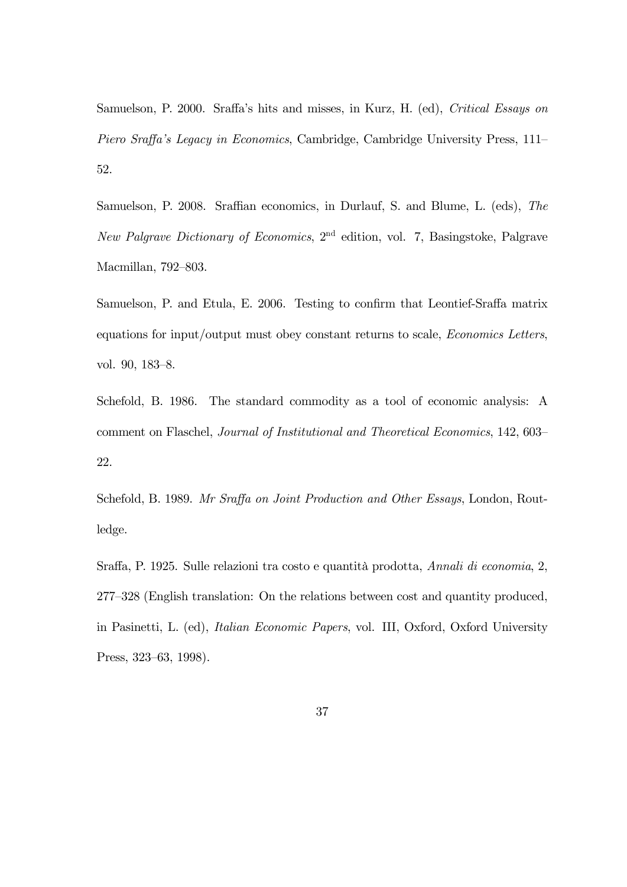Samuelson, P. 2000. Sraffa's hits and misses, in Kurz, H. (ed), *Critical Essays on Piero Sraffa's Legacy in Economics*, Cambridge, Cambridge University Press, 111–52.

Samuelson, P. 2008. Sraffian economics, in Durlauf, S. and Blume, L. (eds), *The New Palgrave Dictionary of Economics*, 2nd edition, vol. 7, Basingstoke, Palgrave Macmillan, 792–803.

Samuelson, P. and Etula, E. 2006. Testing to confirm that Leontief-Sraffa matrix equations for input/output must obey constant returns to scale, *Economics Letters*, vol. 90, 183–8.

Schefold, B. 1986. The standard commodity as a tool of economic analysis: A comment on Flaschel, *Journal of Institutional and Theoretical Economics*, 142, 603–22.

Schefold, B. 1989. *Mr Sraffa on Joint Production and Other Essays*, London, Routledge.

Sraffa, P. 1925. Sulle relazioni tra costo e quantità prodotta, *Annali di economia*, 2, 277–328 (English translation: On the relations between cost and quantity produced, in Pasinetti, L. (ed), *Italian Economic Papers*, vol. III, Oxford, Oxford University Press, 323–63, 1998).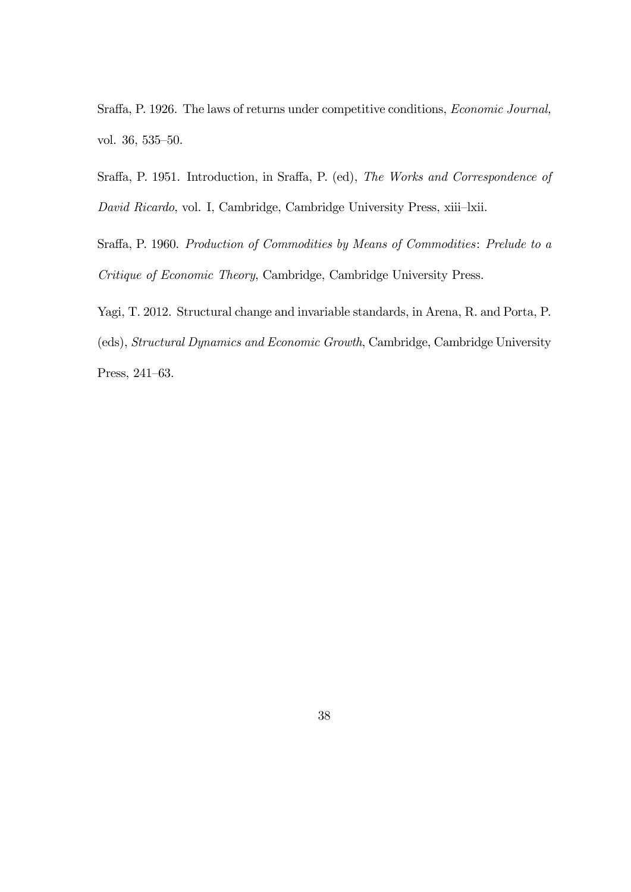Sraffa, P. 1926. The laws of returns under competitive conditions, *Economic Journal,* vol. 36, 535–50.

Sraffa, P. 1951. Introduction, in Sraffa, P. (ed), *The Works and Correspondence of David Ricardo*, vol. I, Cambridge, Cambridge University Press, xiii–lxii.

Sraffa, P. 1960. *Production of Commodities by Means of Commodities*: *Prelude to a Critique of Economic Theory*, Cambridge, Cambridge University Press.

Yagi, T. 2012. Structural change and invariable standards, in Arena, R. and Porta, P. (eds), *Structural Dynamics and Economic Growth*, Cambridge, Cambridge University Press, 241–63.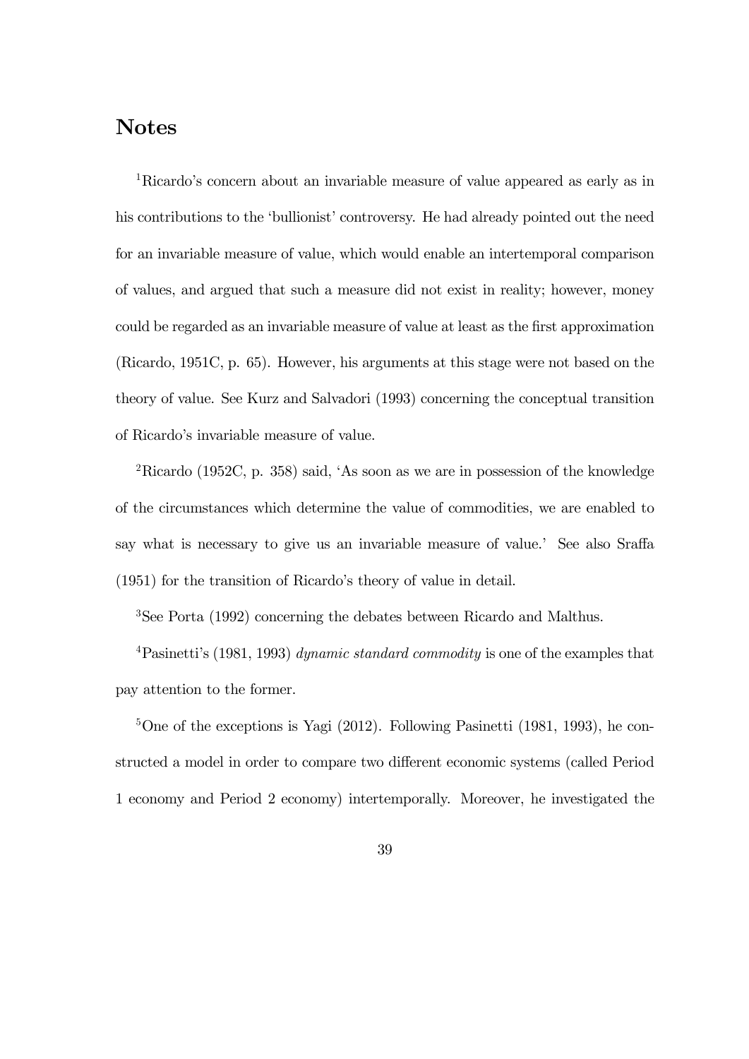## Notes

[1]Ricardo's concern about an invariable measure of value appeared as early as in his contributions to the 'bullionist' controversy. He had already pointed out the need for an invariable measure of value, which would enable an intertemporal comparison of values, and argued that such a measure did not exist in reality; however, money could be regarded as an invariable measure of value at least as the first approximation (Ricardo, 1951C, p. 65). However, his arguments at this stage were not based on the theory of value. See Kurz and Salvadori (1993) concerning the conceptual transition of Ricardo's invariable measure of value.

[2]Ricardo (1952C, p. 358) said, 'As soon as we are in possession of the knowledge of the circumstances which determine the value of commodities, we are enabled to say what is necessary to give us an invariable measure of value.' See also Sraffa (1951) for the transition of Ricardo's theory of value in detail.

[3]See Porta (1992) concerning the debates between Ricardo and Malthus.

[4]Pasinetti's (1981, 1993) *dynamic standard commodity* is one of the examples that pay attention to the former.

[5]One of the exceptions is Yagi (2012). Following Pasinetti (1981, 1993), he constructed a model in order to compare two different economic systems (called Period 1 economy and Period 2 economy) intertemporally. Moreover, he investigated the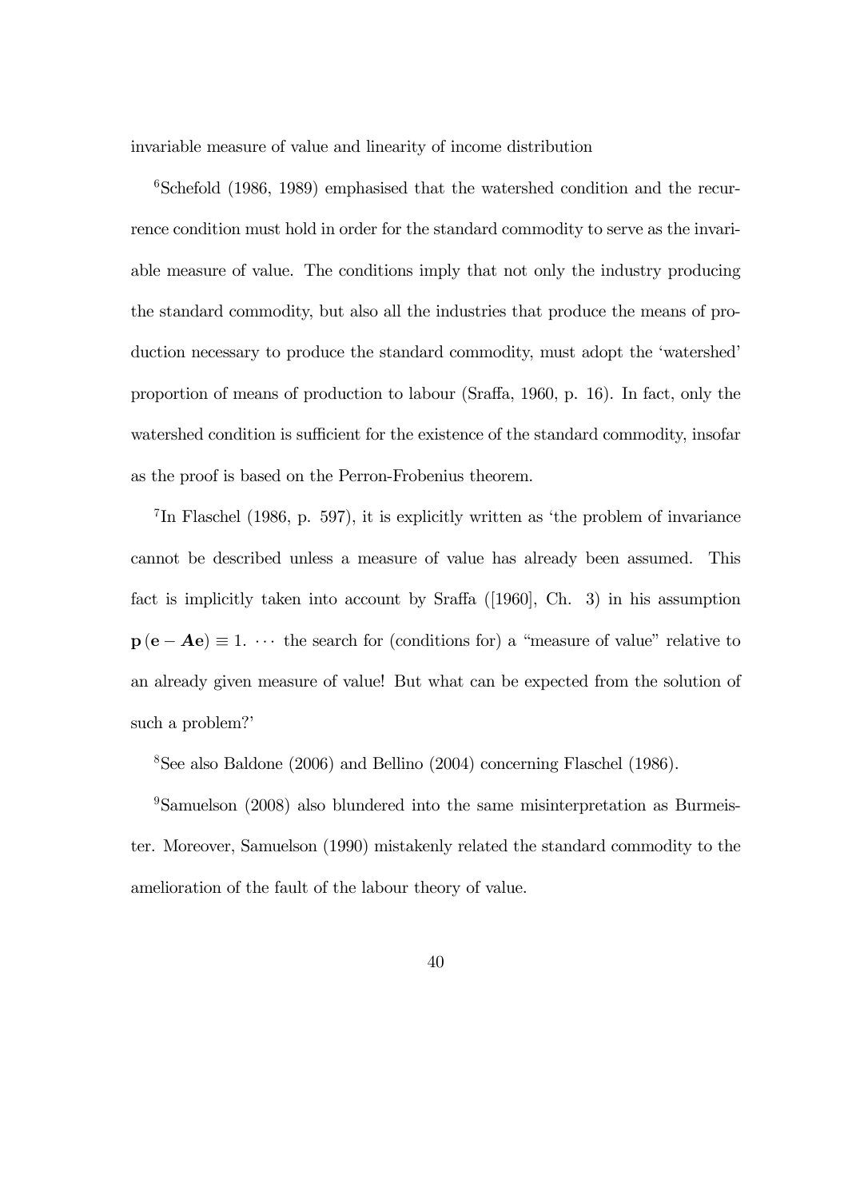invariable measure of value and linearity of income distribution

[6]Schefold (1986, 1989) emphasised that the watershed condition and the recurrence condition must hold in order for the standard commodity to serve as the invariable measure of value. The conditions imply that not only the industry producing the standard commodity, but also all the industries that produce the means of production necessary to produce the standard commodity, must adopt the 'watershed' proportion of means of production to labour (Sraffa, 1960, p. 16). In fact, only the watershed condition is sufficient for the existence of the standard commodity, insofar as the proof is based on the Perron-Frobenius theorem.

[7]In Flaschel (1986, p. 597), it is explicitly written as 'the problem of invariance cannot be described unless a measure of value has already been assumed. This fact is implicitly taken into account by Sraffa ([1960], Ch. 3) in his assumption $\mathbf{p}(\mathbf{e} - \boldsymbol{A}\mathbf{e}) \equiv 1$. $\cdots$ the search for (conditions for) a "measure of value" relative to an already given measure of value! But what can be expected from the solution of such a problem?'

[8]See also Baldone (2006) and Bellino (2004) concerning Flaschel (1986).

[9]Samuelson (2008) also blundered into the same misinterpretation as Burmeister. Moreover, Samuelson (1990) mistakenly related the standard commodity to the amelioration of the fault of the labour theory of value.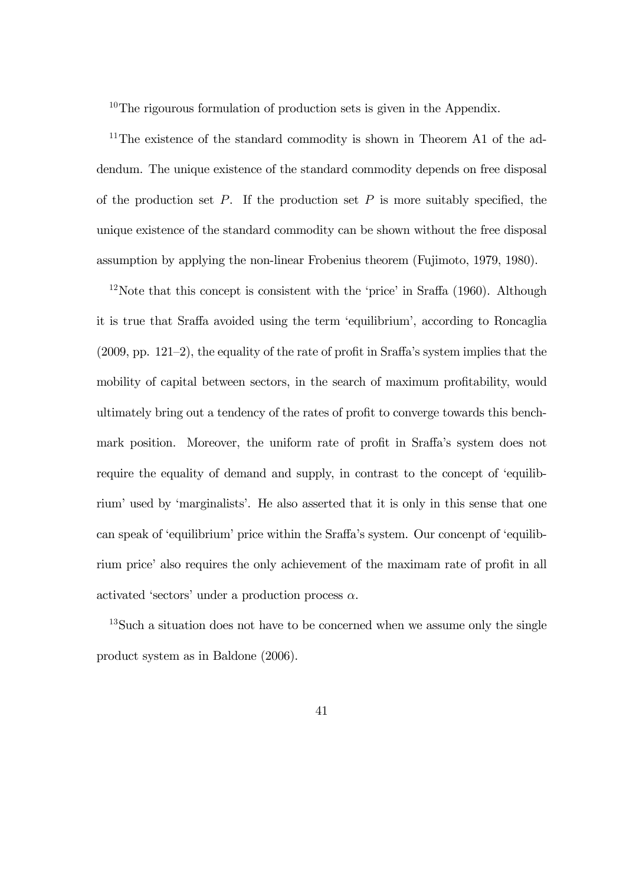[10]The rigourous formulation of production sets is given in the Appendix.

[11]The existence of the standard commodity is shown in Theorem A1 of the addendum. The unique existence of the standard commodity depends on free disposal of the production set $P$. If the production set $P$ is more suitably specified, the unique existence of the standard commodity can be shown without the free disposal assumption by applying the non-linear Frobenius theorem (Fujimoto, 1979, 1980).

[12]Note that this concept is consistent with the 'price' in Sraffa (1960). Although it is true that Sraffa avoided using the term 'equilibrium', according to Roncaglia (2009, pp. 121–2), the equality of the rate of profit in Sraffa's system implies that the mobility of capital between sectors, in the search of maximum profitability, would ultimately bring out a tendency of the rates of profit to converge towards this benchmark position. Moreover, the uniform rate of profit in Sraffa's system does not require the equality of demand and supply, in contrast to the concept of 'equilibrium' used by 'marginalists'. He also asserted that it is only in this sense that one can speak of 'equilibrium' price within the Sraffa's system. Our concept of 'equilibrium price' also requires the only achievement of the maximam rate of profit in all activated 'sectors' under a production process $\alpha$.

[13]Such a situation does not have to be concerned when we assume only the single product system as in Baldone (2006).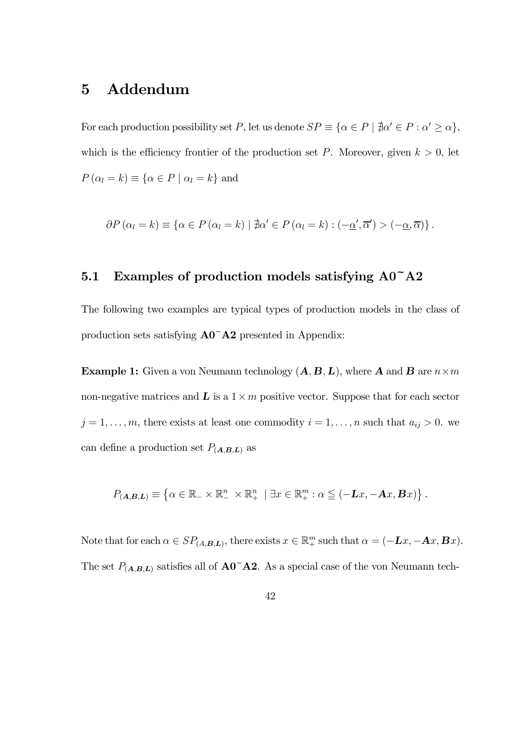# 5 Addendum

For each production possibility set $P$, let us denote $SP \equiv \{\alpha \in P \mid \nexists \alpha' \in P : \alpha' \geq \alpha\}$, which is the efficiency frontier of the production set $P$. Moreover, given $k > 0$, let $P(\alpha_l = k) \equiv \{\alpha \in P \mid \alpha_l = k\}$ and

$$\partial P(\alpha_l = k) \equiv \{\alpha \in P(\alpha_l = k) \mid \nexists \alpha' \in P(\alpha_l = k) : (-\underline{\alpha}', \overline{\alpha}') > (-\underline{\alpha}, \overline{\alpha})\}.$$

## 5.1 Examples of production models satisfying A0~A2

The following two examples are typical types of production models in the class of production sets satisfying **A0~A2** presented in Appendix:

**Example 1:** Given a von Neumann technology $(\boldsymbol{A}, \boldsymbol{B}, \boldsymbol{L})$, where $\boldsymbol{A}$ and $\boldsymbol{B}$ are $n \times m$ non-negative matrices and $\boldsymbol{L}$ is a $1 \times m$ positive vector. Suppose that for each sector $j = 1, \ldots, m$, there exists at least one commodity $i = 1, \ldots, n$ such that $a_{ij} > 0$. we can define a production set $P_{(\boldsymbol{A},\boldsymbol{B},\boldsymbol{L})}$ as

$$P_{(\boldsymbol{A},\boldsymbol{B},\boldsymbol{L})} \equiv \left\{\alpha \in \mathbb{R}_{-} \times \mathbb{R}^{n}_{-} \times \mathbb{R}^{n}_{+} \mid \exists x \in \mathbb{R}^{m}_{+} : \alpha \leqq (-\boldsymbol{L}x, -\boldsymbol{A}x, \boldsymbol{B}x)\right\}.$$

Note that for each $\alpha \in SP_{(A,\boldsymbol{B},\boldsymbol{L})}$, there exists $x \in \mathbb{R}^{m}_{+}$ such that $\alpha = (-\boldsymbol{L}x, -\boldsymbol{A}x, \boldsymbol{B}x)$. The set $P_{(\boldsymbol{A},\boldsymbol{B},\boldsymbol{L})}$ satisfies all of **A0~A2**. As a special case of the von Neumann tech-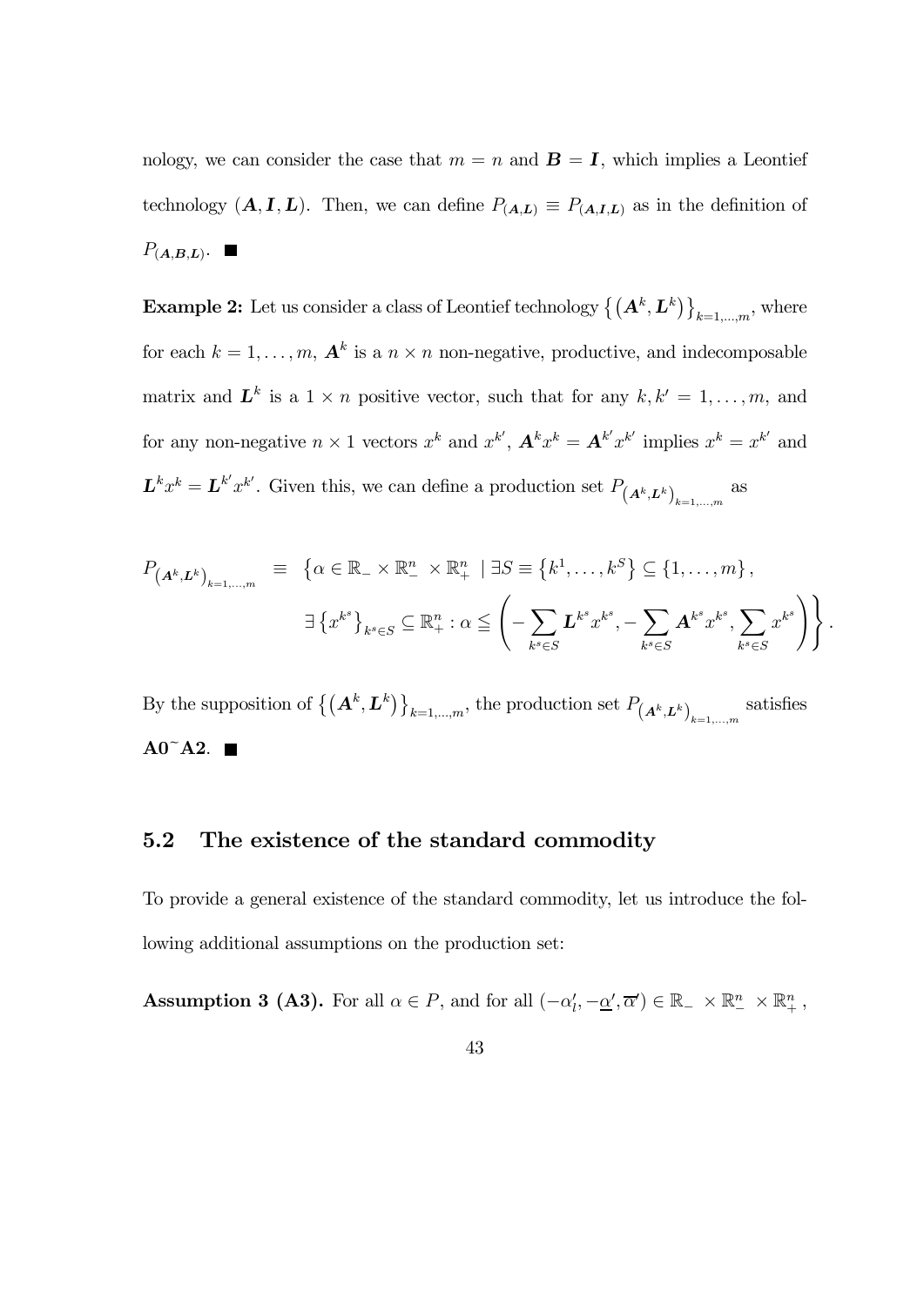nology, we can consider the case that $m = n$ and $\boldsymbol{B} = \boldsymbol{I}$, which implies a Leontief technology $(\boldsymbol{A}, \boldsymbol{I}, \boldsymbol{L})$. Then, we can define $P_{(\boldsymbol{A},\boldsymbol{L})} \equiv P_{(\boldsymbol{A},\boldsymbol{I},\boldsymbol{L})}$ as in the definition of $P_{(\boldsymbol{A},\boldsymbol{B},\boldsymbol{L})}$. ■

**Example 2:** Let us consider a class of Leontief technology $\left\{\left(\boldsymbol{A}^k, \boldsymbol{L}^k\right)\right\}_{k=1,\ldots,m}$, where for each $k = 1, \ldots, m$, $\boldsymbol{A}^k$ is a $n \times n$ non-negative, productive, and indecomposable matrix and $\boldsymbol{L}^k$ is a $1 \times n$ positive vector, such that for any $k, k' = 1, \ldots, m$, and for any non-negative $n \times 1$ vectors $x^k$ and $x^{k'}$, $\boldsymbol{A}^k x^k = \boldsymbol{A}^{k'} x^{k'}$ implies $x^k = x^{k'}$ and $\boldsymbol{L}^k x^k = \boldsymbol{L}^{k'} x^{k'}$. Given this, we can define a production set $P_{\left(\boldsymbol{A}^k,\boldsymbol{L}^k\right)_{k=1,\ldots,m}}$ as

$$
\begin{aligned}
P_{\left(\boldsymbol{A}^k,\boldsymbol{L}^k\right)_{k=1,\ldots,m}} \equiv \; & \left\{\alpha \in \mathbb{R}_- \times \mathbb{R}^n_- \times \mathbb{R}^n_+ \mid \exists S \equiv \left\{k^1, \ldots, k^S\right\} \subseteq \{1, \ldots, m\},\right. \\
& \left. \exists \left\{x^{k^s}\right\}_{k^s \in S} \subseteq \mathbb{R}^n_+ : \alpha \leqq \left(-\sum_{k^s \in S} \boldsymbol{L}^{k^s} x^{k^s}, -\sum_{k^s \in S} \boldsymbol{A}^{k^s} x^{k^s}, \sum_{k^s \in S} x^{k^s}\right)\right\}.
\end{aligned}
$$

By the supposition of $\left\{\left(\boldsymbol{A}^k, \boldsymbol{L}^k\right)\right\}_{k=1,\ldots,m}$, the production set $P_{\left(\boldsymbol{A}^k,\boldsymbol{L}^k\right)_{k=1,\ldots,m}}$ satisfies **A0~A2**. ■

## 5.2 The existence of the standard commodity

To provide a general existence of the standard commodity, let us introduce the following additional assumptions on the production set:

**Assumption 3 (A3).** For all $\alpha \in P$, and for all $(-\alpha_l', -\underline{\alpha}', \overline{\alpha}') \in \mathbb{R}_- \times \mathbb{R}^n_- \times \mathbb{R}^n_+$,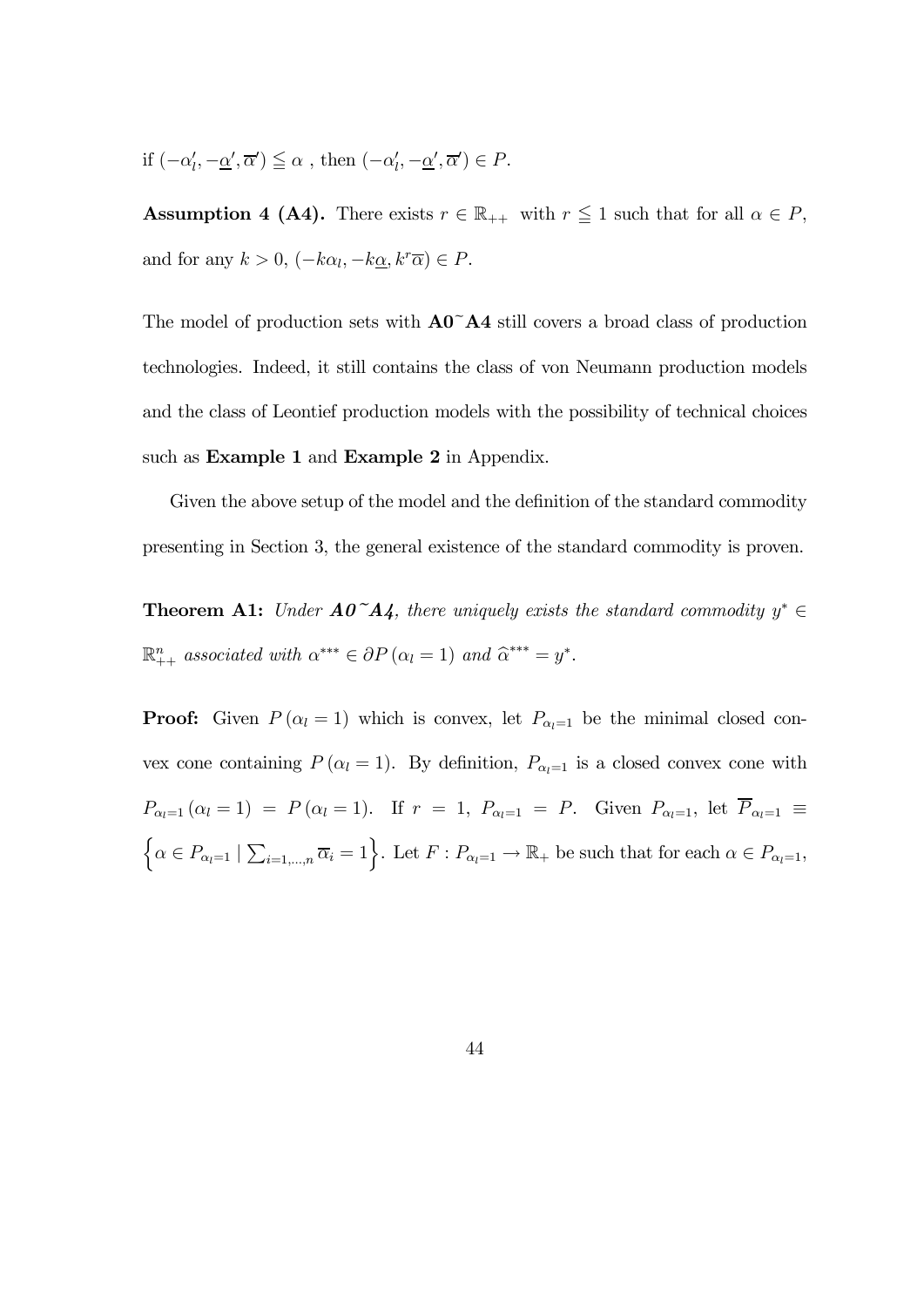if $(-\alpha_l', -\underline{\alpha}', \overline{\alpha}') \leqq \alpha$ , then $(-\alpha_l', -\underline{\alpha}', \overline{\alpha}') \in P$.

**Assumption 4 (A4).** There exists $r \in \mathbb{R}_{++}$ with $r \leqq 1$ such that for all $\alpha \in P$, and for any $k > 0$, $(-k\alpha_l, -k\underline{\alpha}, k^r\overline{\alpha}) \in P$.

The model of production sets with **A0~A4** still covers a broad class of production technologies. Indeed, it still contains the class of von Neumann production models and the class of Leontief production models with the possibility of technical choices such as **Example 1** and **Example 2** in Appendix.

Given the above setup of the model and the definition of the standard commodity presenting in Section 3, the general existence of the standard commodity is proven.

**Theorem A1:** *Under **A0~A4**, there uniquely exists the standard commodity $y^* \in \mathbb{R}^n_{++}$ associated with $\alpha^{***} \in \partial P(\alpha_l = 1)$ and $\widehat{\alpha}^{***} = y^*$.*

**Proof:** Given $P(\alpha_l = 1)$ which is convex, let $P_{\alpha_l=1}$ be the minimal closed convex cone containing $P(\alpha_l = 1)$. By definition, $P_{\alpha_l=1}$ is a closed convex cone with $P_{\alpha_l=1}(\alpha_l = 1) = P(\alpha_l = 1)$. If $r = 1$, $P_{\alpha_l=1} = P$. Given $P_{\alpha_l=1}$, let $\overline{P}_{\alpha_l=1} \equiv \left\{\alpha \in P_{\alpha_l=1} \mid \sum_{i=1,\ldots,n} \overline{\alpha}_i = 1\right\}$. Let $F : P_{\alpha_l=1} \to \mathbb{R}_+$ be such that for each $\alpha \in P_{\alpha_l=1}$,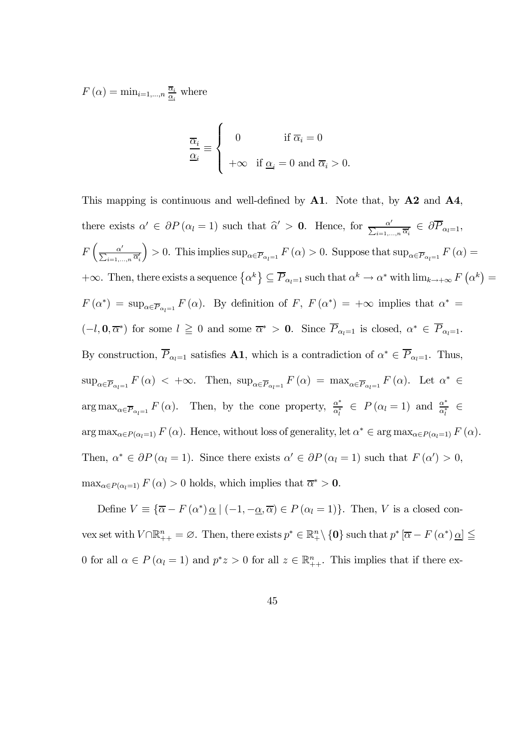$F(\alpha) = \min_{i=1,\dots,n} \frac{\overline{\alpha}_i}{\underline{\alpha}_i}$ where

$$\frac{\overline{\alpha}_i}{\underline{\alpha}_i} \equiv \begin{cases} 0 & \text{if } \overline{\alpha}_i = 0 \\ +\infty & \text{if } \underline{\alpha}_i = 0 \text{ and } \overline{\alpha}_i > 0. \end{cases}$$

This mapping is continuous and well-defined by **A1**. Note that, by **A2** and **A4**, there exists $\alpha' \in \partial P(\alpha_l = 1)$ such that $\widehat{\alpha}' > \mathbf{0}$. Hence, for $\frac{\alpha'}{\sum_{i=1,\dots,n} \overline{\alpha}'_i} \in \partial \overline{P}_{\alpha_l=1}$, $F\left(\frac{\alpha'}{\sum_{i=1,\dots,n} \overline{\alpha}'_i}\right) > 0$. This implies $\sup_{\alpha \in \overline{P}_{\alpha_l=1}} F(\alpha) > 0$. Suppose that $\sup_{\alpha \in \overline{P}_{\alpha_l=1}} F(\alpha) = +\infty$. Then, there exists a sequence $\{\alpha^k\} \subseteq \overline{P}_{\alpha_l=1}$ such that $\alpha^k \to \alpha^*$ with $\lim_{k \to +\infty} F(\alpha^k) = F(\alpha^*) = \sup_{\alpha \in \overline{P}_{\alpha_l=1}} F(\alpha)$. By definition of $F$, $F(\alpha^*) = +\infty$ implies that $\alpha^* = (-l, \mathbf{0}, \overline{\alpha}^*)$ for some $l \geqq 0$ and some $\overline{\alpha}^* > \mathbf{0}$. Since $\overline{P}_{\alpha_l=1}$ is closed, $\alpha^* \in \overline{P}_{\alpha_l=1}$. By construction, $\overline{P}_{\alpha_l=1}$ satisfies **A1**, which is a contradiction of $\alpha^* \in \overline{P}_{\alpha_l=1}$. Thus, $\sup_{\alpha \in \overline{P}_{\alpha_l=1}} F(\alpha) < +\infty$. Then, $\sup_{\alpha \in \overline{P}_{\alpha_l=1}} F(\alpha) = \max_{\alpha \in \overline{P}_{\alpha_l=1}} F(\alpha)$. Let $\alpha^* \in \arg\max_{\alpha \in \overline{P}_{\alpha_l=1}} F(\alpha)$. Then, by the cone property, $\frac{\alpha^*}{\alpha_l^*} \in P(\alpha_l = 1)$ and $\frac{\alpha^*}{\alpha_l^*} \in \arg\max_{\alpha \in P(\alpha_l=1)} F(\alpha)$. Hence, without loss of generality, let $\alpha^* \in \arg\max_{\alpha \in P(\alpha_l=1)} F(\alpha)$. Then, $\alpha^* \in \partial P(\alpha_l = 1)$. Since there exists $\alpha' \in \partial P(\alpha_l = 1)$ such that $F(\alpha') > 0$, $\max_{\alpha \in P(\alpha_l=1)} F(\alpha) > 0$ holds, which implies that $\overline{\alpha}^* > \mathbf{0}$.

Define $V \equiv \{\overline{\alpha} - F(\alpha^*)\underline{\alpha} \mid (-1, -\underline{\alpha}, \overline{\alpha}) \in P(\alpha_l = 1)\}$. Then, $V$ is a closed convex set with $V \cap \mathbb{R}^n_{++} = \varnothing$. Then, there exists $p^* \in \mathbb{R}^n_+ \setminus \{\mathbf{0}\}$ such that $p^*[\overline{\alpha} - F(\alpha^*)\underline{\alpha}] \leqq 0$ for all $\alpha \in P(\alpha_l = 1)$ and $p^* z > 0$ for all $z \in \mathbb{R}^n_{++}$. This implies that if there ex-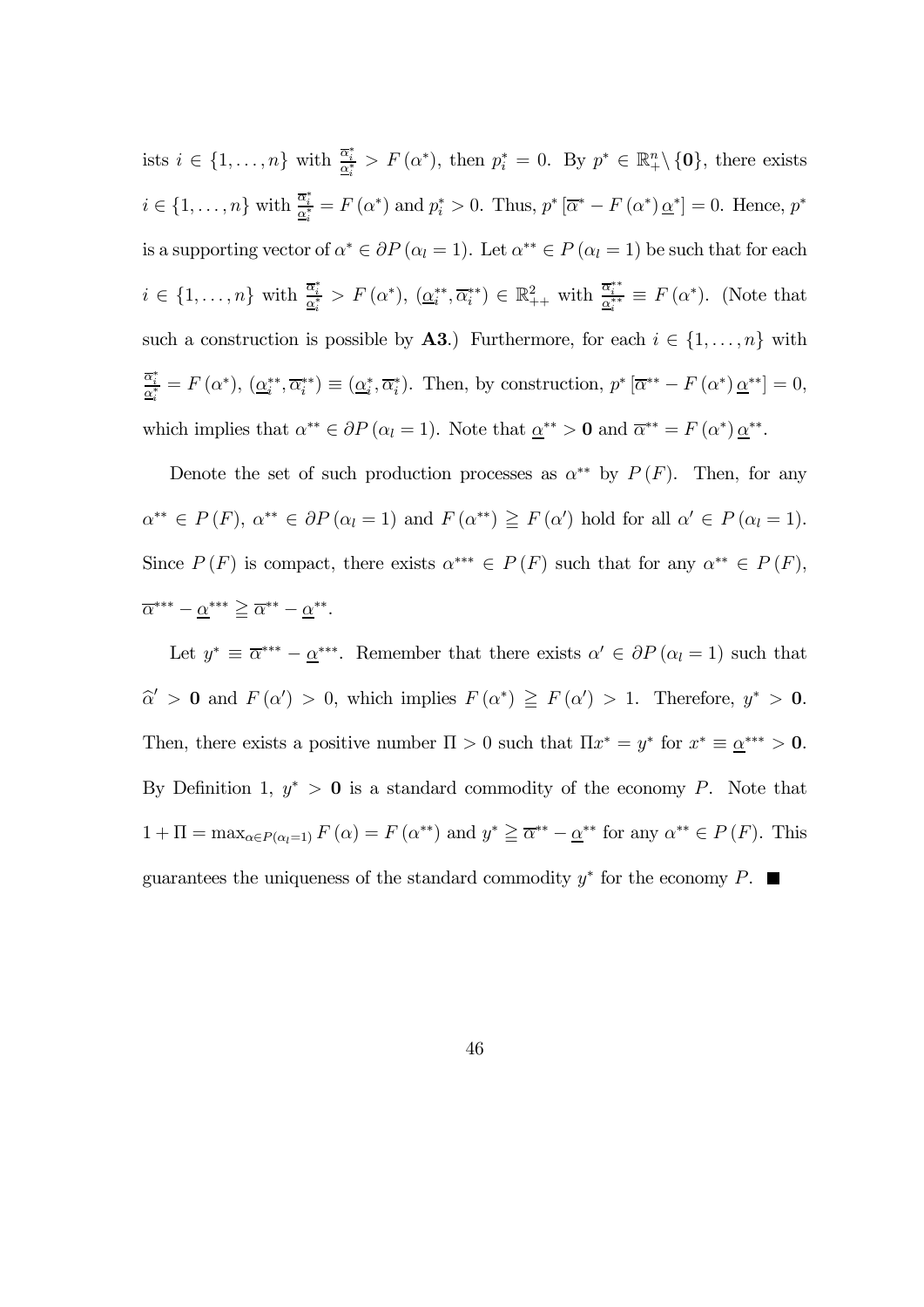ists $i \in \{1, \ldots, n\}$ with $\frac{\overline{\alpha}_i^*}{\underline{\alpha}_i^*} > F(\alpha^*)$, then $p_i^* = 0$. By $p^* \in \mathbb{R}_+^n \setminus \{\mathbf{0}\}$, there exists $i \in \{1, \ldots, n\}$ with $\frac{\overline{\alpha}_i^*}{\underline{\alpha}_i^*} = F(\alpha^*)$ and $p_i^* > 0$. Thus, $p^* [\overline{\alpha}^* - F(\alpha^*) \underline{\alpha}^*] = 0$. Hence, $p^*$ is a supporting vector of $\alpha^* \in \partial P(\alpha_l = 1)$. Let $\alpha^{**} \in P(\alpha_l = 1)$ be such that for each $i \in \{1, \ldots, n\}$ with $\frac{\overline{\alpha}_i^*}{\underline{\alpha}_i^*} > F(\alpha^*)$, $(\underline{\alpha}_i^{**}, \overline{\alpha}_i^{**}) \in \mathbb{R}_{++}^2$ with $\frac{\overline{\alpha}_i^{**}}{\underline{\alpha}_i^{**}} \equiv F(\alpha^*)$. (Note that such a construction is possible by **A3**.) Furthermore, for each $i \in \{1, \ldots, n\}$ with $\frac{\overline{\alpha}_i^*}{\underline{\alpha}_i^*} = F(\alpha^*)$, $(\underline{\alpha}_i^{**}, \overline{\alpha}_i^{**}) \equiv (\underline{\alpha}_i^*, \overline{\alpha}_i^*)$. Then, by construction, $p^* [\overline{\alpha}^{**} - F(\alpha^*) \underline{\alpha}^{**}] = 0$, which implies that $\alpha^{**} \in \partial P(\alpha_l = 1)$. Note that $\underline{\alpha}^{**} > \mathbf{0}$ and $\overline{\alpha}^{**} = F(\alpha^*) \underline{\alpha}^{**}$.

Denote the set of such production processes as $\alpha^{**}$ by $P(F)$. Then, for any $\alpha^{**} \in P(F)$, $\alpha^{**} \in \partial P(\alpha_l = 1)$ and $F(\alpha^{**}) \geqq F(\alpha')$ hold for all $\alpha' \in P(\alpha_l = 1)$. Since $P(F)$ is compact, there exists $\alpha^{***} \in P(F)$ such that for any $\alpha^{**} \in P(F)$, $\overline{\alpha}^{***} - \underline{\alpha}^{***} \geqq \overline{\alpha}^{**} - \underline{\alpha}^{**}$.

Let $y^* \equiv \overline{\alpha}^{***} - \underline{\alpha}^{***}$. Remember that there exists $\alpha' \in \partial P(\alpha_l = 1)$ such that $\widehat{\alpha}' > \mathbf{0}$ and $F(\alpha') > 0$, which implies $F(\alpha^*) \geqq F(\alpha') > 1$. Therefore, $y^* > \mathbf{0}$. Then, there exists a positive number $\Pi > 0$ such that $\Pi x^* = y^*$ for $x^* \equiv \underline{\alpha}^{***} > \mathbf{0}$. By Definition 1, $y^* > \mathbf{0}$ is a standard commodity of the economy $P$. Note that $1 + \Pi = \max_{\alpha \in P(\alpha_l = 1)} F(\alpha) = F(\alpha^{**})$ and $y^* \geqq \overline{\alpha}^{**} - \underline{\alpha}^{**}$ for any $\alpha^{**} \in P(F)$. This guarantees the uniqueness of the standard commodity $y^*$ for the economy $P$. ■